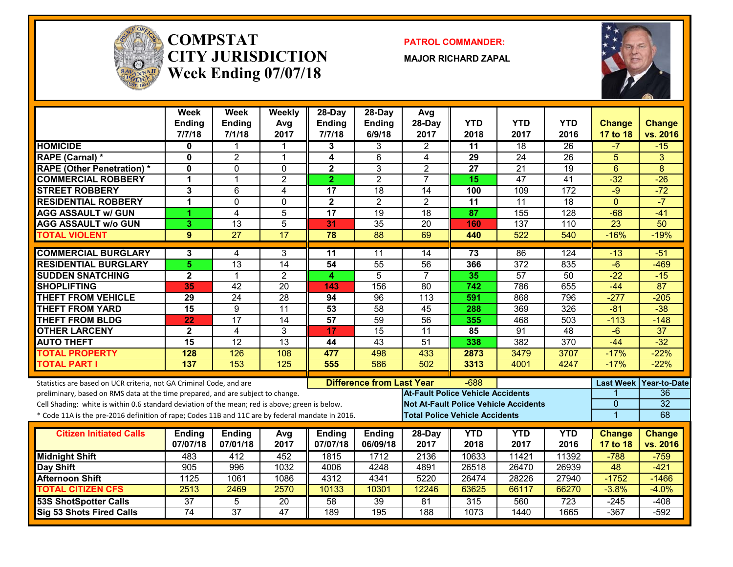# COMPSTAT CITY JURISDICTION
## Week Ending 07/07/18

**PATROL COMMANDER:**

**MAJOR RICHARD ZAPAL**

| | Week Ending 7/7/18 | Week Ending 7/1/18 | Weekly Avg 2017 | 28-Day Ending 7/7/18 | 28-Day Ending 6/9/18 | Avg 28-Day 2017 | YTD 2018 | YTD 2017 | YTD 2016 | Change 17 to 18 | Change vs. 2016 |
|---|---|---|---|---|---|---|---|---|---|---|---|
| HOMICIDE | 0 | 1 | 1 | 3 | 3 | 2 | 11 | 18 | 26 | -7 | -15 |
| RAPE (Carnal) * | 0 | 2 | 1 | 4 | 6 | 4 | 29 | 24 | 26 | 5 | 3 |
| RAPE (Other Penetration) * | 0 | 0 | 0 | 2 | 3 | 2 | 27 | 21 | 19 | 6 | 8 |
| COMMERCIAL ROBBERY | 1 | 1 | 2 | 2 | 2 | 7 | 15 | 47 | 41 | -32 | -26 |
| STREET ROBBERY | 3 | 6 | 4 | 17 | 18 | 14 | 100 | 109 | 172 | -9 | -72 |
| RESIDENTIAL ROBBERY | 1 | 0 | 0 | 2 | 2 | 2 | 11 | 11 | 18 | 0 | -7 |
| AGG ASSAULT w/ GUN | 1 | 4 | 5 | 17 | 19 | 18 | 87 | 155 | 128 | -68 | -41 |
| AGG ASSAULT w/o GUN | 3 | 13 | 5 | 31 | 35 | 20 | 160 | 137 | 110 | 23 | 50 |
| TOTAL VIOLENT | 9 | 27 | 17 | 78 | 88 | 69 | 440 | 522 | 540 | -16% | -19% |
| COMMERCIAL BURGLARY | 3 | 4 | 3 | 11 | 11 | 14 | 73 | 86 | 124 | -13 | -51 |
| RESIDENTIAL BURGLARY | 5 | 13 | 14 | 54 | 55 | 56 | 366 | 372 | 835 | -6 | -469 |
| SUDDEN SNATCHING | 2 | 1 | 2 | 4 | 5 | 7 | 35 | 57 | 50 | -22 | -15 |
| SHOPLIFTING | 35 | 42 | 20 | 143 | 156 | 80 | 742 | 786 | 655 | -44 | 87 |
| THEFT FROM VEHICLE | 29 | 24 | 28 | 94 | 96 | 113 | 591 | 868 | 796 | -277 | -205 |
| THEFT FROM YARD | 15 | 9 | 11 | 53 | 58 | 45 | 288 | 369 | 326 | -81 | -38 |
| THEFT FROM BLDG | 22 | 17 | 14 | 57 | 59 | 56 | 355 | 468 | 503 | -113 | -148 |
| OTHER LARCENY | 2 | 4 | 3 | 17 | 15 | 11 | 85 | 91 | 48 | -6 | 37 |
| AUTO THEFT | 15 | 12 | 13 | 44 | 43 | 51 | 338 | 382 | 370 | -44 | -32 |
| TOTAL PROPERTY | 128 | 126 | 108 | 477 | 498 | 433 | 2873 | 3479 | 3707 | -17% | -22% |
| TOTAL PART I | 137 | 153 | 125 | 555 | 586 | 502 | 3313 | 4001 | 4247 | -17% | -22% |

Statistics are based on UCR criteria, not GA Criminal Code, and are preliminary, based on RMS data at the time prepared, and are subject to change.

Cell Shading: white is within 0.6 standard deviation of the mean; red is above; green is below.

* Code 11A is the pre-2016 definition of rape; Codes 11B and 11C are by federal mandate in 2016.

**Difference from Last Year:** -688

| | Last Week | Year-to-Date |
|---|---|---|
| At-Fault Police Vehicle Accidents | 1 | 36 |
| Not At-Fault Police Vehicle Accidents | 0 | 32 |
| Total Police Vehicle Accidents | 1 | 68 |

| Citizen Initiated Calls | Ending 07/07/18 | Ending 07/01/18 | Avg 2017 | Ending 07/07/18 | Ending 06/09/18 | 28-Day 2017 | YTD 2018 | YTD 2017 | YTD 2016 | Change 17 to 18 | Change vs. 2016 |
|---|---|---|---|---|---|---|---|---|---|---|---|
| Midnight Shift | 483 | 412 | 452 | 1815 | 1712 | 2136 | 10633 | 11421 | 11392 | -788 | -759 |
| Day Shift | 905 | 996 | 1032 | 4006 | 4248 | 4891 | 26518 | 26470 | 26939 | 48 | -421 |
| Afternoon Shift | 1125 | 1061 | 1086 | 4312 | 4341 | 5220 | 26474 | 28226 | 27940 | -1752 | -1466 |
| TOTAL CITIZEN CFS | 2513 | 2469 | 2570 | 10133 | 10301 | 12246 | 63625 | 66117 | 66270 | -3.8% | -4.0% |
| 53S ShotSpotter Calls | 37 | 5 | 20 | 58 | 39 | 81 | 315 | 560 | 723 | -245 | -408 |
| Sig 53 Shots Fired Calls | 74 | 37 | 47 | 189 | 195 | 188 | 1073 | 1440 | 1665 | -367 | -592 |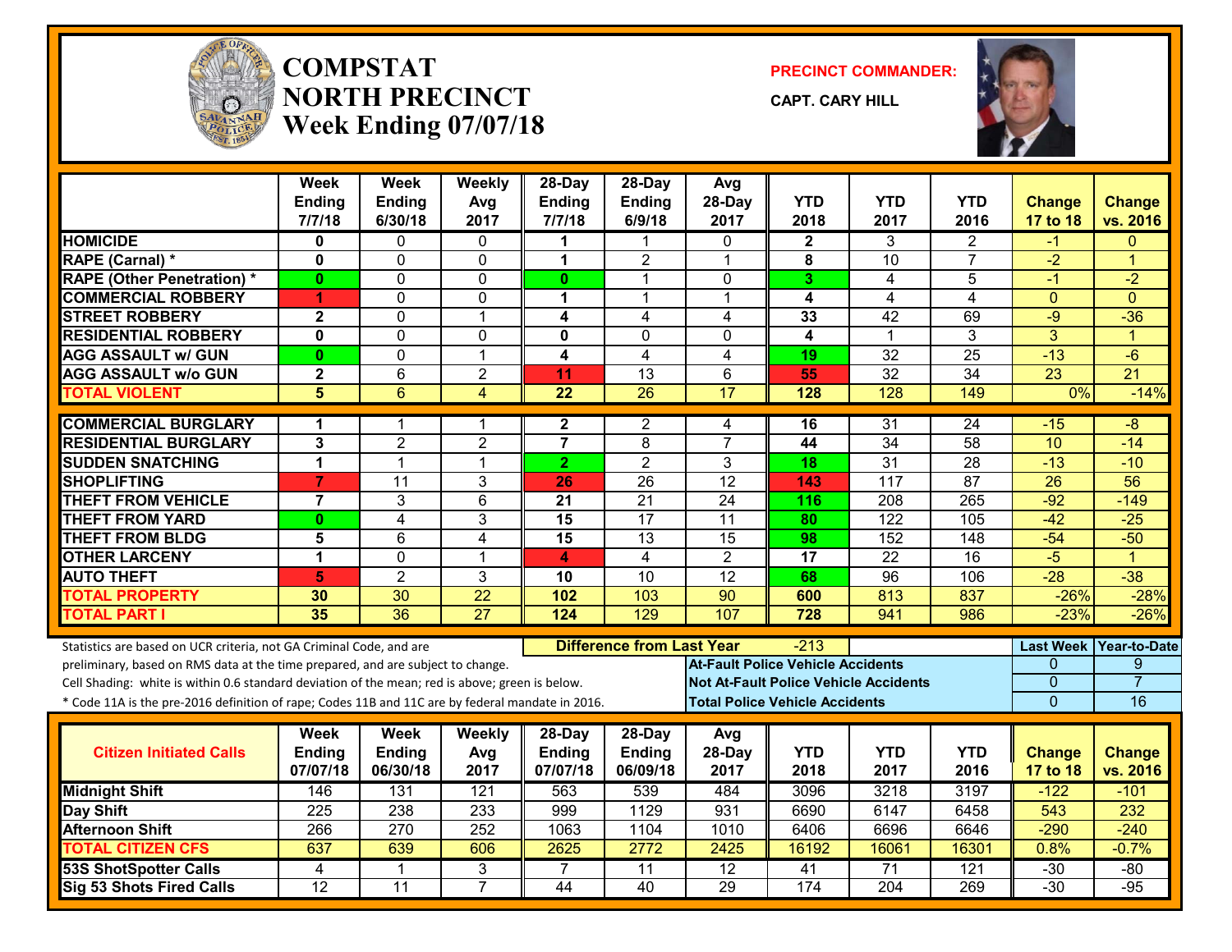# COMPSTAT NORTH PRECINCT Week Ending 07/07/18

**PRECINCT COMMANDER:** CAPT. CARY HILL

| | Week Ending 7/7/18 | Week Ending 6/30/18 | Weekly Avg 2017 | 28-Day Ending 7/7/18 | 28-Day Ending 6/9/18 | Avg 28-Day 2017 | YTD 2018 | YTD 2017 | YTD 2016 | Change 17 to 18 | Change vs. 2016 |
|---|---|---|---|---|---|---|---|---|---|---|---|
| HOMICIDE | 0 | 0 | 0 | 1 | 1 | 0 | 2 | 3 | 2 | -1 | 0 |
| RAPE (Carnal) * | 0 | 0 | 0 | 1 | 2 | 1 | 8 | 10 | 7 | -2 | 1 |
| RAPE (Other Penetration) * | 0 | 0 | 0 | 0 | 1 | 0 | 3 | 4 | 5 | -1 | -2 |
| COMMERCIAL ROBBERY | 1 | 0 | 0 | 1 | 1 | 1 | 4 | 4 | 4 | 0 | 0 |
| STREET ROBBERY | 2 | 0 | 1 | 4 | 4 | 4 | 33 | 42 | 69 | -9 | -36 |
| RESIDENTIAL ROBBERY | 0 | 0 | 0 | 0 | 0 | 0 | 4 | 1 | 3 | 3 | 1 |
| AGG ASSAULT w/ GUN | 0 | 0 | 1 | 4 | 4 | 4 | 19 | 32 | 25 | -13 | -6 |
| AGG ASSAULT w/o GUN | 2 | 6 | 2 | 11 | 13 | 6 | 55 | 32 | 34 | 23 | 21 |
| TOTAL VIOLENT | 5 | 6 | 4 | 22 | 26 | 17 | 128 | 128 | 149 | 0% | -14% |
| COMMERCIAL BURGLARY | 1 | 1 | 1 | 2 | 2 | 4 | 16 | 31 | 24 | -15 | -8 |
| RESIDENTIAL BURGLARY | 3 | 2 | 2 | 7 | 8 | 7 | 44 | 34 | 58 | 10 | -14 |
| SUDDEN SNATCHING | 1 | 1 | 1 | 2 | 2 | 3 | 18 | 31 | 28 | -13 | -10 |
| SHOPLIFTING | 7 | 11 | 3 | 26 | 26 | 12 | 143 | 117 | 87 | 26 | 56 |
| THEFT FROM VEHICLE | 7 | 3 | 6 | 21 | 21 | 24 | 116 | 208 | 265 | -92 | -149 |
| THEFT FROM YARD | 0 | 4 | 3 | 15 | 17 | 11 | 80 | 122 | 105 | -42 | -25 |
| THEFT FROM BLDG | 5 | 6 | 4 | 15 | 13 | 15 | 98 | 152 | 148 | -54 | -50 |
| OTHER LARCENY | 1 | 0 | 1 | 4 | 4 | 2 | 17 | 22 | 16 | -5 | 1 |
| AUTO THEFT | 5 | 2 | 3 | 10 | 10 | 12 | 68 | 96 | 106 | -28 | -38 |
| TOTAL PROPERTY | 30 | 30 | 22 | 102 | 103 | 90 | 600 | 813 | 837 | -26% | -28% |
| TOTAL PART I | 35 | 36 | 27 | 124 | 129 | 107 | 728 | 941 | 986 | -23% | -26% |

Statistics are based on UCR criteria, not GA Criminal Code, and are preliminary, based on RMS data at the time prepared, and are subject to change.
Cell Shading: white is within 0.6 standard deviation of the mean; red is above; green is below.
* Code 11A is the pre-2016 definition of rape; Codes 11B and 11C are by federal mandate in 2016.

**Difference from Last Year:** -213

| | Last Week | Year-to-Date |
|---|---|---|
| At-Fault Police Vehicle Accidents | 0 | 9 |
| Not At-Fault Police Vehicle Accidents | 0 | 7 |
| Total Police Vehicle Accidents | 0 | 16 |

| Citizen Initiated Calls | Week Ending 07/07/18 | Week Ending 06/30/18 | Weekly Avg 2017 | 28-Day Ending 07/07/18 | 28-Day Ending 06/09/18 | Avg 28-Day 2017 | YTD 2018 | YTD 2017 | YTD 2016 | Change 17 to 18 | Change vs. 2016 |
|---|---|---|---|---|---|---|---|---|---|---|---|
| Midnight Shift | 146 | 131 | 121 | 563 | 539 | 484 | 3096 | 3218 | 3197 | -122 | -101 |
| Day Shift | 225 | 238 | 233 | 999 | 1129 | 931 | 6690 | 6147 | 6458 | 543 | 232 |
| Afternoon Shift | 266 | 270 | 252 | 1063 | 1104 | 1010 | 6406 | 6696 | 6646 | -290 | -240 |
| TOTAL CITIZEN CFS | 637 | 639 | 606 | 2625 | 2772 | 2425 | 16192 | 16061 | 16301 | 0.8% | -0.7% |
| 53S ShotSpotter Calls | 4 | 1 | 3 | 7 | 11 | 12 | 41 | 71 | 121 | -30 | -80 |
| Sig 53 Shots Fired Calls | 12 | 11 | 7 | 44 | 40 | 29 | 174 | 204 | 269 | -30 | -95 |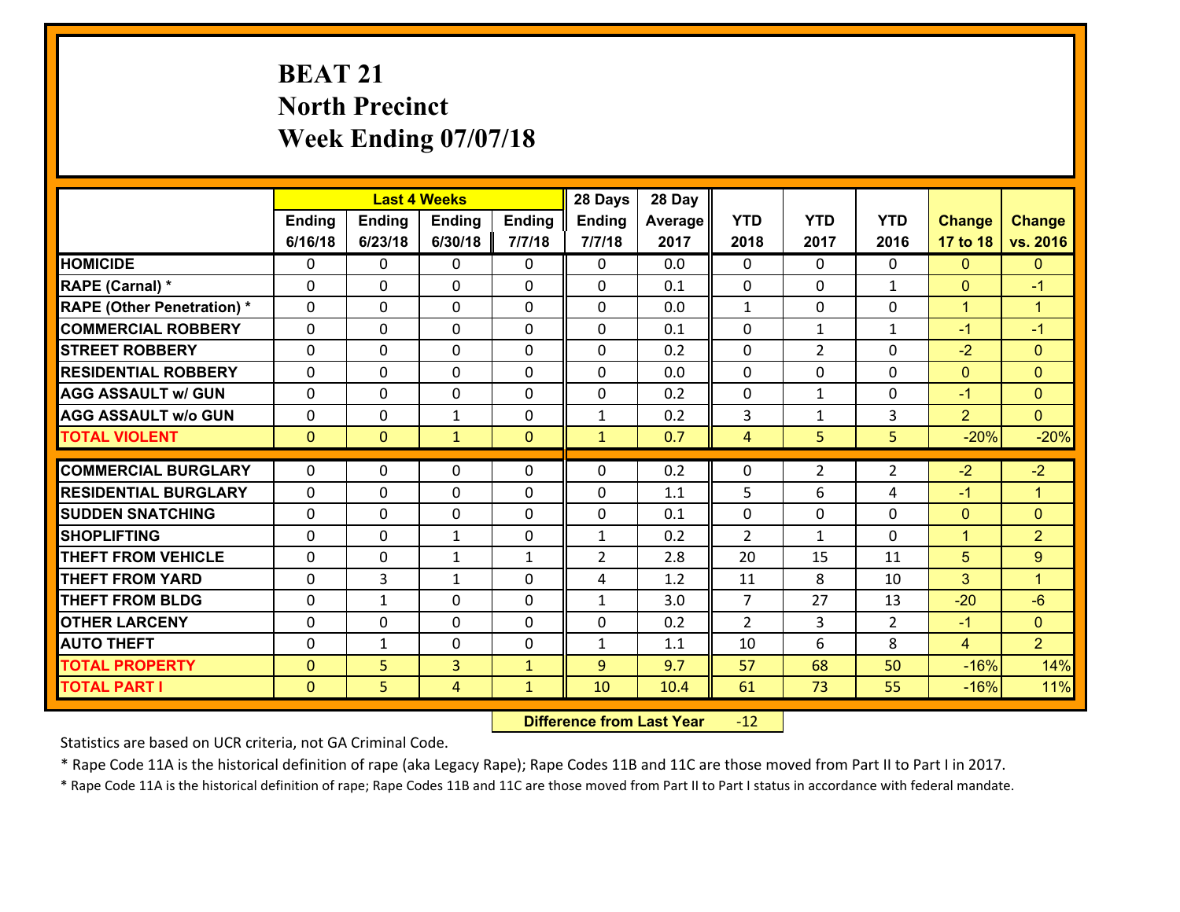# BEAT 21
## North Precinct
## Week Ending 07/07/18

| | Last 4 Weeks | | | | 28 Days | 28 Day | | | | | |
|---|---|---|---|---|---|---|---|---|---|---|---|
| | Ending 6/16/18 | Ending 6/23/18 | Ending 6/30/18 | Ending 7/7/18 | Ending 7/7/18 | Average 2017 | YTD 2018 | YTD 2017 | YTD 2016 | Change 17 to 18 | Change vs. 2016 |
| HOMICIDE | 0 | 0 | 0 | 0 | 0 | 0.0 | 0 | 0 | 0 | 0 | 0 |
| RAPE (Carnal) * | 0 | 0 | 0 | 0 | 0 | 0.1 | 0 | 0 | 1 | 0 | -1 |
| RAPE (Other Penetration) * | 0 | 0 | 0 | 0 | 0 | 0.0 | 1 | 0 | 0 | 1 | 1 |
| COMMERCIAL ROBBERY | 0 | 0 | 0 | 0 | 0 | 0.1 | 0 | 1 | 1 | -1 | -1 |
| STREET ROBBERY | 0 | 0 | 0 | 0 | 0 | 0.2 | 0 | 2 | 0 | -2 | 0 |
| RESIDENTIAL ROBBERY | 0 | 0 | 0 | 0 | 0 | 0.0 | 0 | 0 | 0 | 0 | 0 |
| AGG ASSAULT w/ GUN | 0 | 0 | 0 | 0 | 0 | 0.2 | 0 | 1 | 0 | -1 | 0 |
| AGG ASSAULT w/o GUN | 0 | 0 | 1 | 0 | 1 | 0.2 | 3 | 1 | 3 | 2 | 0 |
| TOTAL VIOLENT | 0 | 0 | 1 | 0 | 1 | 0.7 | 4 | 5 | 5 | -20% | -20% |
| COMMERCIAL BURGLARY | 0 | 0 | 0 | 0 | 0 | 0.2 | 0 | 2 | 2 | -2 | -2 |
| RESIDENTIAL BURGLARY | 0 | 0 | 0 | 0 | 0 | 1.1 | 5 | 6 | 4 | -1 | 1 |
| SUDDEN SNATCHING | 0 | 0 | 0 | 0 | 0 | 0.1 | 0 | 0 | 0 | 0 | 0 |
| SHOPLIFTING | 0 | 0 | 1 | 0 | 1 | 0.2 | 2 | 1 | 0 | 1 | 2 |
| THEFT FROM VEHICLE | 0 | 0 | 1 | 1 | 2 | 2.8 | 20 | 15 | 11 | 5 | 9 |
| THEFT FROM YARD | 0 | 3 | 1 | 0 | 4 | 1.2 | 11 | 8 | 10 | 3 | 1 |
| THEFT FROM BLDG | 0 | 1 | 0 | 0 | 1 | 3.0 | 7 | 27 | 13 | -20 | -6 |
| OTHER LARCENY | 0 | 0 | 0 | 0 | 0 | 0.2 | 2 | 3 | 2 | -1 | 0 |
| AUTO THEFT | 0 | 1 | 0 | 0 | 1 | 1.1 | 10 | 6 | 8 | 4 | 2 |
| TOTAL PROPERTY | 0 | 5 | 3 | 1 | 9 | 9.7 | 57 | 68 | 50 | -16% | 14% |
| TOTAL PART I | 0 | 5 | 4 | 1 | 10 | 10.4 | 61 | 73 | 55 | -16% | 11% |

**Difference from Last Year** -12

Statistics are based on UCR criteria, not GA Criminal Code.

* Rape Code 11A is the historical definition of rape (aka Legacy Rape); Rape Codes 11B and 11C are those moved from Part II to Part I in 2017.

* Rape Code 11A is the historical definition of rape; Rape Codes 11B and 11C are those moved from Part II to Part I status in accordance with federal mandate.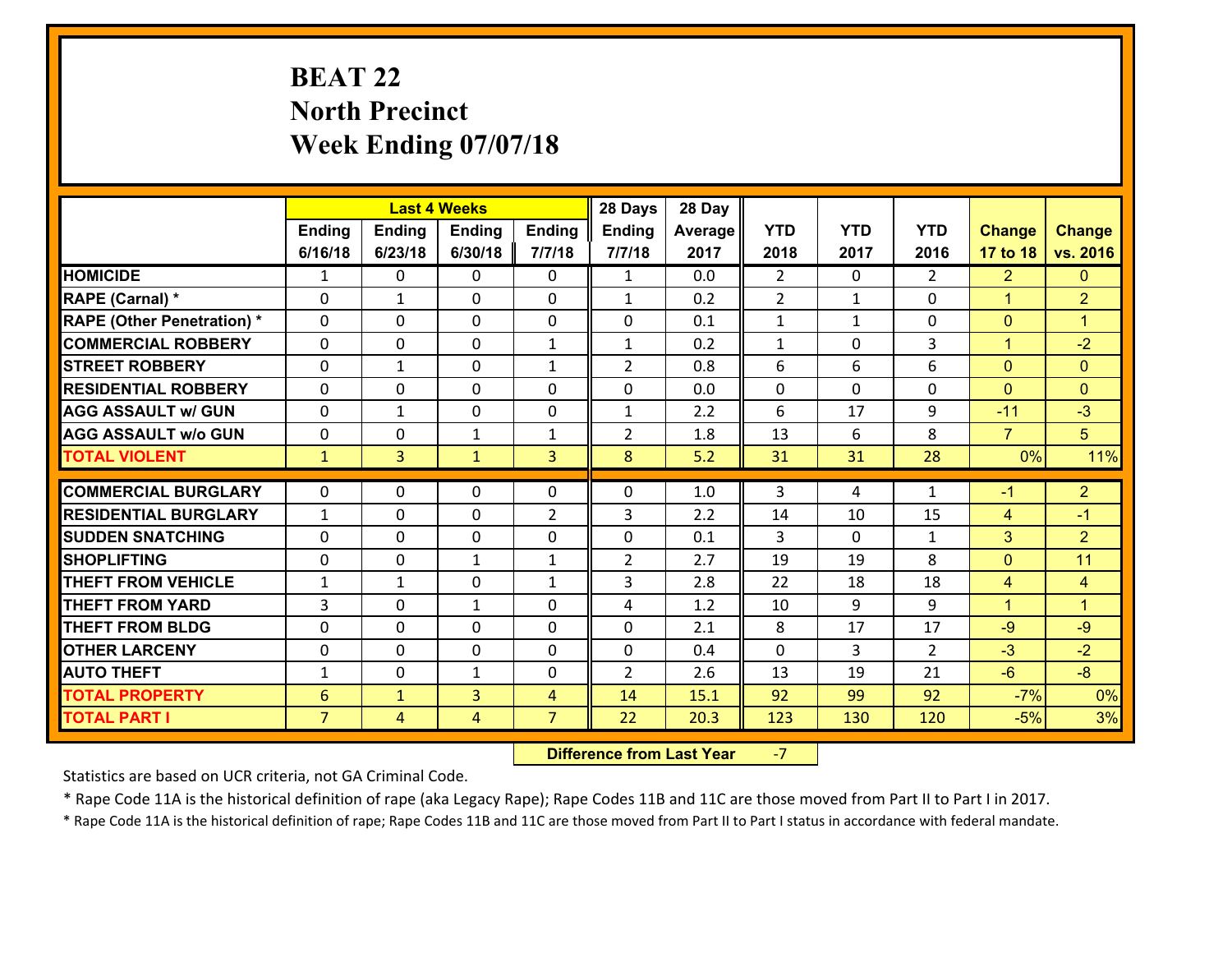# BEAT 22
## North Precinct
## Week Ending 07/07/18

| | Last 4 Weeks | | | | 28 Days | 28 Day | | | | | |
|---|---|---|---|---|---|---|---|---|---|---|---|
| | Ending 6/16/18 | Ending 6/23/18 | Ending 6/30/18 | Ending 7/7/18 | Ending 7/7/18 | Average 2017 | YTD 2018 | YTD 2017 | YTD 2016 | Change 17 to 18 | Change vs. 2016 |
| HOMICIDE | 1 | 0 | 0 | 0 | 1 | 0.0 | 2 | 0 | 2 | 2 | 0 |
| RAPE (Carnal) * | 0 | 1 | 0 | 0 | 1 | 0.2 | 2 | 1 | 0 | 1 | 2 |
| RAPE (Other Penetration) * | 0 | 0 | 0 | 0 | 0 | 0.1 | 1 | 1 | 0 | 0 | 1 |
| COMMERCIAL ROBBERY | 0 | 0 | 0 | 1 | 1 | 0.2 | 1 | 0 | 3 | 1 | -2 |
| STREET ROBBERY | 0 | 1 | 0 | 1 | 2 | 0.8 | 6 | 6 | 6 | 0 | 0 |
| RESIDENTIAL ROBBERY | 0 | 0 | 0 | 0 | 0 | 0.0 | 0 | 0 | 0 | 0 | 0 |
| AGG ASSAULT w/ GUN | 0 | 1 | 0 | 0 | 1 | 2.2 | 6 | 17 | 9 | -11 | -3 |
| AGG ASSAULT w/o GUN | 0 | 0 | 1 | 1 | 2 | 1.8 | 13 | 6 | 8 | 7 | 5 |
| TOTAL VIOLENT | 1 | 3 | 1 | 3 | 8 | 5.2 | 31 | 31 | 28 | 0% | 11% |
| COMMERCIAL BURGLARY | 0 | 0 | 0 | 0 | 0 | 1.0 | 3 | 4 | 1 | -1 | 2 |
| RESIDENTIAL BURGLARY | 1 | 0 | 0 | 2 | 3 | 2.2 | 14 | 10 | 15 | 4 | -1 |
| SUDDEN SNATCHING | 0 | 0 | 0 | 0 | 0 | 0.1 | 3 | 0 | 1 | 3 | 2 |
| SHOPLIFTING | 0 | 0 | 1 | 1 | 2 | 2.7 | 19 | 19 | 8 | 0 | 11 |
| THEFT FROM VEHICLE | 1 | 1 | 0 | 1 | 3 | 2.8 | 22 | 18 | 18 | 4 | 4 |
| THEFT FROM YARD | 3 | 0 | 1 | 0 | 4 | 1.2 | 10 | 9 | 9 | 1 | 1 |
| THEFT FROM BLDG | 0 | 0 | 0 | 0 | 0 | 2.1 | 8 | 17 | 17 | -9 | -9 |
| OTHER LARCENY | 0 | 0 | 0 | 0 | 0 | 0.4 | 0 | 3 | 2 | -3 | -2 |
| AUTO THEFT | 1 | 0 | 1 | 0 | 2 | 2.6 | 13 | 19 | 21 | -6 | -8 |
| TOTAL PROPERTY | 6 | 1 | 3 | 4 | 14 | 15.1 | 92 | 99 | 92 | -7% | 0% |
| TOTAL PART I | 7 | 4 | 4 | 7 | 22 | 20.3 | 123 | 130 | 120 | -5% | 3% |

**Difference from Last Year** -7

Statistics are based on UCR criteria, not GA Criminal Code.

* Rape Code 11A is the historical definition of rape (aka Legacy Rape); Rape Codes 11B and 11C are those moved from Part II to Part I in 2017.

* Rape Code 11A is the historical definition of rape; Rape Codes 11B and 11C are those moved from Part II to Part I status in accordance with federal mandate.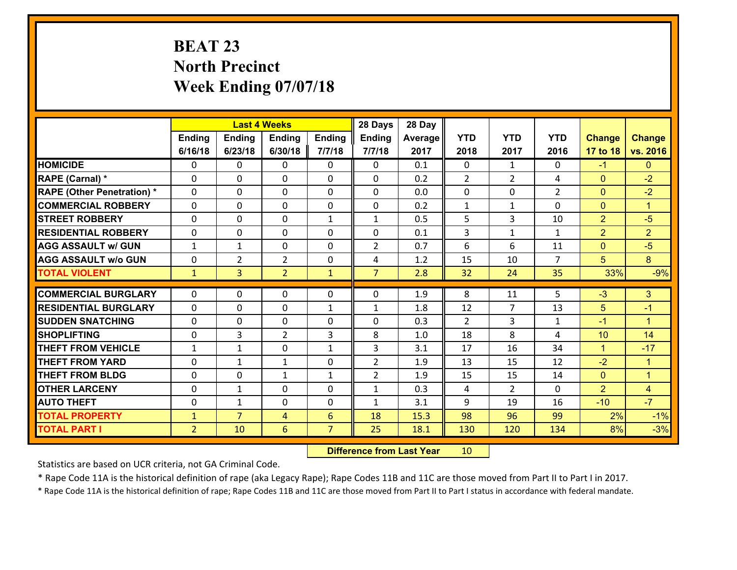# BEAT 23
## North Precinct
## Week Ending 07/07/18

| | Last 4 Weeks | | | | 28 Days | 28 Day | | | | | |
|---|---|---|---|---|---|---|---|---|---|---|---|
| | Ending 6/16/18 | Ending 6/23/18 | Ending 6/30/18 | Ending 7/7/18 | Ending 7/7/18 | Average 2017 | YTD 2018 | YTD 2017 | YTD 2016 | Change 17 to 18 | Change vs. 2016 |
| HOMICIDE | 0 | 0 | 0 | 0 | 0 | 0.1 | 0 | 1 | 0 | -1 | 0 |
| RAPE (Carnal) * | 0 | 0 | 0 | 0 | 0 | 0.2 | 2 | 2 | 4 | 0 | -2 |
| RAPE (Other Penetration) * | 0 | 0 | 0 | 0 | 0 | 0.0 | 0 | 0 | 2 | 0 | -2 |
| COMMERCIAL ROBBERY | 0 | 0 | 0 | 0 | 0 | 0.2 | 1 | 1 | 0 | 0 | 1 |
| STREET ROBBERY | 0 | 0 | 0 | 1 | 1 | 0.5 | 5 | 3 | 10 | 2 | -5 |
| RESIDENTIAL ROBBERY | 0 | 0 | 0 | 0 | 0 | 0.1 | 3 | 1 | 1 | 2 | 2 |
| AGG ASSAULT w/ GUN | 1 | 1 | 0 | 0 | 2 | 0.7 | 6 | 6 | 11 | 0 | -5 |
| AGG ASSAULT w/o GUN | 0 | 2 | 2 | 0 | 4 | 1.2 | 15 | 10 | 7 | 5 | 8 |
| TOTAL VIOLENT | 1 | 3 | 2 | 1 | 7 | 2.8 | 32 | 24 | 35 | 33% | -9% |
| COMMERCIAL BURGLARY | 0 | 0 | 0 | 0 | 0 | 1.9 | 8 | 11 | 5 | -3 | 3 |
| RESIDENTIAL BURGLARY | 0 | 0 | 0 | 1 | 1 | 1.8 | 12 | 7 | 13 | 5 | -1 |
| SUDDEN SNATCHING | 0 | 0 | 0 | 0 | 0 | 0.3 | 2 | 3 | 1 | -1 | 1 |
| SHOPLIFTING | 0 | 3 | 2 | 3 | 8 | 1.0 | 18 | 8 | 4 | 10 | 14 |
| THEFT FROM VEHICLE | 1 | 1 | 0 | 1 | 3 | 3.1 | 17 | 16 | 34 | 1 | -17 |
| THEFT FROM YARD | 0 | 1 | 1 | 0 | 2 | 1.9 | 13 | 15 | 12 | -2 | 1 |
| THEFT FROM BLDG | 0 | 0 | 1 | 1 | 2 | 1.9 | 15 | 15 | 14 | 0 | 1 |
| OTHER LARCENY | 0 | 1 | 0 | 0 | 1 | 0.3 | 4 | 2 | 0 | 2 | 4 |
| AUTO THEFT | 0 | 1 | 0 | 0 | 1 | 3.1 | 9 | 19 | 16 | -10 | -7 |
| TOTAL PROPERTY | 1 | 7 | 4 | 6 | 18 | 15.3 | 98 | 96 | 99 | 2% | -1% |
| TOTAL PART I | 2 | 10 | 6 | 7 | 25 | 18.1 | 130 | 120 | 134 | 8% | -3% |

**Difference from Last Year** 10

Statistics are based on UCR criteria, not GA Criminal Code.

* Rape Code 11A is the historical definition of rape (aka Legacy Rape); Rape Codes 11B and 11C are those moved from Part II to Part I in 2017.

* Rape Code 11A is the historical definition of rape; Rape Codes 11B and 11C are those moved from Part II to Part I status in accordance with federal mandate.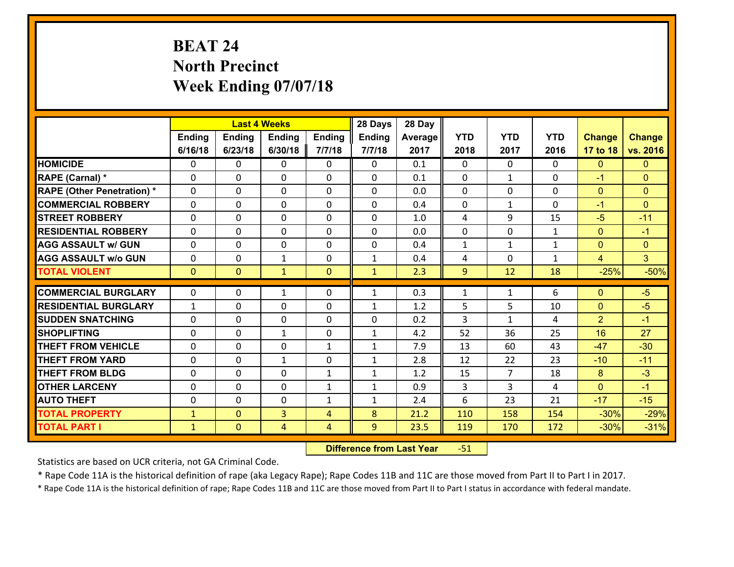# BEAT 24
# North Precinct
# Week Ending 07/07/18

| | Last 4 Weeks | | | | 28 Days | 28 Day | | | | | |
|---|---|---|---|---|---|---|---|---|---|---|---|
| | Ending 6/16/18 | Ending 6/23/18 | Ending 6/30/18 | Ending 7/7/18 | Ending 7/7/18 | Average 2017 | YTD 2018 | YTD 2017 | YTD 2016 | Change 17 to 18 | Change vs. 2016 |
| **HOMICIDE** | 0 | 0 | 0 | 0 | 0 | 0.1 | 0 | 0 | 0 | 0 | 0 |
| **RAPE (Carnal) *** | 0 | 0 | 0 | 0 | 0 | 0.1 | 0 | 1 | 0 | -1 | 0 |
| **RAPE (Other Penetration) *** | 0 | 0 | 0 | 0 | 0 | 0.0 | 0 | 0 | 0 | 0 | 0 |
| **COMMERCIAL ROBBERY** | 0 | 0 | 0 | 0 | 0 | 0.4 | 0 | 1 | 0 | -1 | 0 |
| **STREET ROBBERY** | 0 | 0 | 0 | 0 | 0 | 1.0 | 4 | 9 | 15 | -5 | -11 |
| **RESIDENTIAL ROBBERY** | 0 | 0 | 0 | 0 | 0 | 0.0 | 0 | 0 | 1 | 0 | -1 |
| **AGG ASSAULT w/ GUN** | 0 | 0 | 0 | 0 | 0 | 0.4 | 1 | 1 | 1 | 0 | 0 |
| **AGG ASSAULT w/o GUN** | 0 | 0 | 1 | 0 | 1 | 0.4 | 4 | 0 | 1 | 4 | 3 |
| **TOTAL VIOLENT** | 0 | 0 | 1 | 0 | 1 | 2.3 | 9 | 12 | 18 | -25% | -50% |
| **COMMERCIAL BURGLARY** | 0 | 0 | 1 | 0 | 1 | 0.3 | 1 | 1 | 6 | 0 | -5 |
| **RESIDENTIAL BURGLARY** | 1 | 0 | 0 | 0 | 1 | 1.2 | 5 | 5 | 10 | 0 | -5 |
| **SUDDEN SNATCHING** | 0 | 0 | 0 | 0 | 0 | 0.2 | 3 | 1 | 4 | 2 | -1 |
| **SHOPLIFTING** | 0 | 0 | 1 | 0 | 1 | 4.2 | 52 | 36 | 25 | 16 | 27 |
| **THEFT FROM VEHICLE** | 0 | 0 | 0 | 1 | 1 | 7.9 | 13 | 60 | 43 | -47 | -30 |
| **THEFT FROM YARD** | 0 | 0 | 1 | 0 | 1 | 2.8 | 12 | 22 | 23 | -10 | -11 |
| **THEFT FROM BLDG** | 0 | 0 | 0 | 1 | 1 | 1.2 | 15 | 7 | 18 | 8 | -3 |
| **OTHER LARCENY** | 0 | 0 | 0 | 1 | 1 | 0.9 | 3 | 3 | 4 | 0 | -1 |
| **AUTO THEFT** | 0 | 0 | 0 | 1 | 1 | 2.4 | 6 | 23 | 21 | -17 | -15 |
| **TOTAL PROPERTY** | 1 | 0 | 3 | 4 | 8 | 21.2 | 110 | 158 | 154 | -30% | -29% |
| **TOTAL PART I** | 1 | 0 | 4 | 4 | 9 | 23.5 | 119 | 170 | 172 | -30% | -31% |

**Difference from Last Year** -51

Statistics are based on UCR criteria, not GA Criminal Code.

* Rape Code 11A is the historical definition of rape (aka Legacy Rape); Rape Codes 11B and 11C are those moved from Part II to Part I in 2017.

* Rape Code 11A is the historical definition of rape; Rape Codes 11B and 11C are those moved from Part II to Part I status in accordance with federal mandate.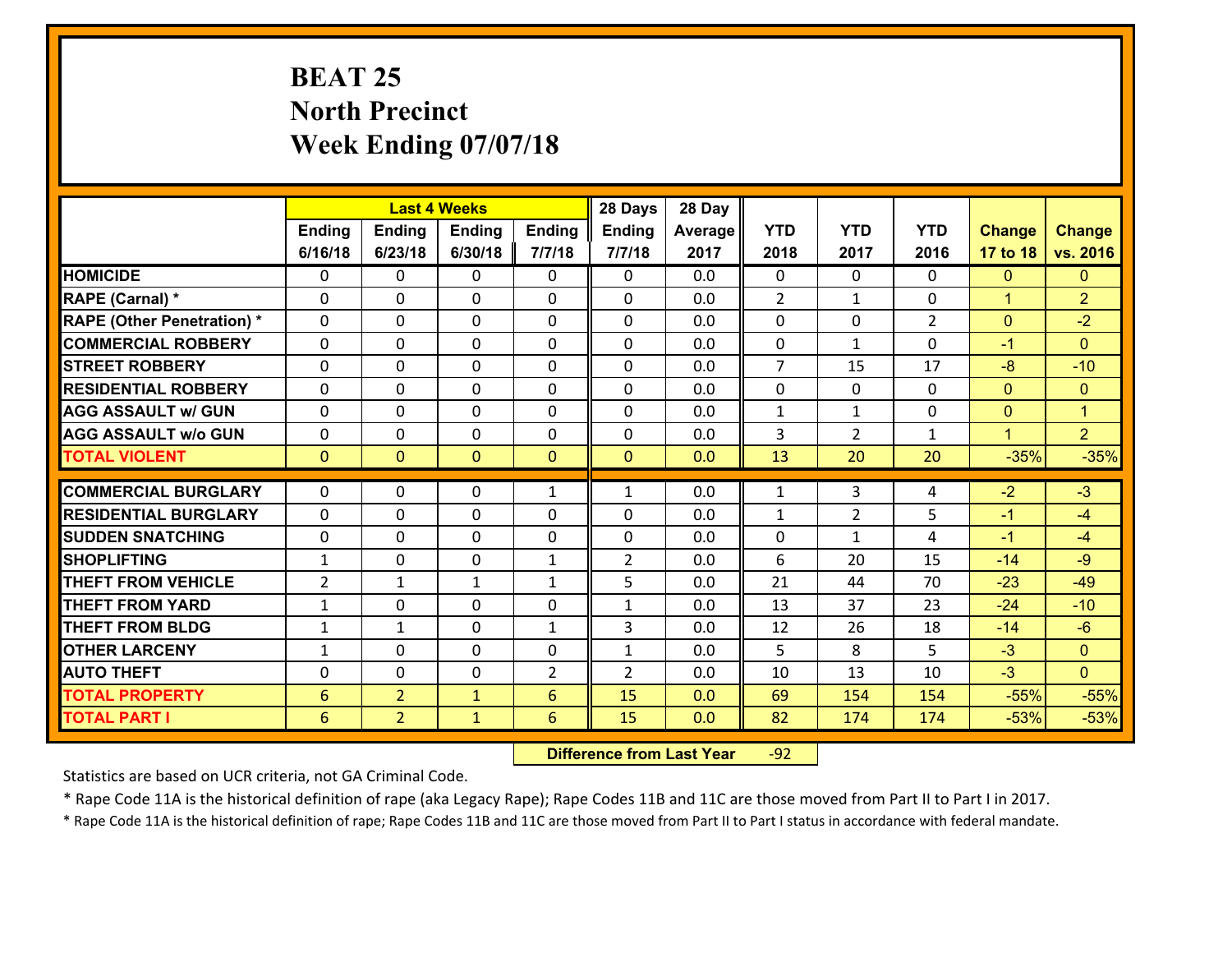# BEAT 25
## North Precinct
## Week Ending 07/07/18

| | Last 4 Weeks | | | | 28 Days | 28 Day | | | | | |
|---|---|---|---|---|---|---|---|---|---|---|---|
| | Ending 6/16/18 | Ending 6/23/18 | Ending 6/30/18 | Ending 7/7/18 | Ending 7/7/18 | Average 2017 | YTD 2018 | YTD 2017 | YTD 2016 | Change 17 to 18 | Change vs. 2016 |
| **HOMICIDE** | 0 | 0 | 0 | 0 | 0 | 0.0 | 0 | 0 | 0 | 0 | 0 |
| **RAPE (Carnal) *** | 0 | 0 | 0 | 0 | 0 | 0.0 | 2 | 1 | 0 | 1 | 2 |
| **RAPE (Other Penetration) *** | 0 | 0 | 0 | 0 | 0 | 0.0 | 0 | 0 | 2 | 0 | -2 |
| **COMMERCIAL ROBBERY** | 0 | 0 | 0 | 0 | 0 | 0.0 | 0 | 1 | 0 | -1 | 0 |
| **STREET ROBBERY** | 0 | 0 | 0 | 0 | 0 | 0.0 | 7 | 15 | 17 | -8 | -10 |
| **RESIDENTIAL ROBBERY** | 0 | 0 | 0 | 0 | 0 | 0.0 | 0 | 0 | 0 | 0 | 0 |
| **AGG ASSAULT w/ GUN** | 0 | 0 | 0 | 0 | 0 | 0.0 | 1 | 1 | 0 | 0 | 1 |
| **AGG ASSAULT w/o GUN** | 0 | 0 | 0 | 0 | 0 | 0.0 | 3 | 2 | 1 | 1 | 2 |
| **TOTAL VIOLENT** | 0 | 0 | 0 | 0 | 0 | 0.0 | 13 | 20 | 20 | -35% | -35% |
| **COMMERCIAL BURGLARY** | 0 | 0 | 0 | 1 | 1 | 0.0 | 1 | 3 | 4 | -2 | -3 |
| **RESIDENTIAL BURGLARY** | 0 | 0 | 0 | 0 | 0 | 0.0 | 1 | 2 | 5 | -1 | -4 |
| **SUDDEN SNATCHING** | 0 | 0 | 0 | 0 | 0 | 0.0 | 0 | 1 | 4 | -1 | -4 |
| **SHOPLIFTING** | 1 | 0 | 0 | 1 | 2 | 0.0 | 6 | 20 | 15 | -14 | -9 |
| **THEFT FROM VEHICLE** | 2 | 1 | 1 | 1 | 5 | 0.0 | 21 | 44 | 70 | -23 | -49 |
| **THEFT FROM YARD** | 1 | 0 | 0 | 0 | 1 | 0.0 | 13 | 37 | 23 | -24 | -10 |
| **THEFT FROM BLDG** | 1 | 1 | 0 | 1 | 3 | 0.0 | 12 | 26 | 18 | -14 | -6 |
| **OTHER LARCENY** | 1 | 0 | 0 | 0 | 1 | 0.0 | 5 | 8 | 5 | -3 | 0 |
| **AUTO THEFT** | 0 | 0 | 0 | 2 | 2 | 0.0 | 10 | 13 | 10 | -3 | 0 |
| **TOTAL PROPERTY** | 6 | 2 | 1 | 6 | 15 | 0.0 | 69 | 154 | 154 | -55% | -55% |
| **TOTAL PART I** | 6 | 2 | 1 | 6 | 15 | 0.0 | 82 | 174 | 174 | -53% | -53% |

**Difference from Last Year** -92

Statistics are based on UCR criteria, not GA Criminal Code.

* Rape Code 11A is the historical definition of rape (aka Legacy Rape); Rape Codes 11B and 11C are those moved from Part II to Part I in 2017.

* Rape Code 11A is the historical definition of rape; Rape Codes 11B and 11C are those moved from Part II to Part I status in accordance with federal mandate.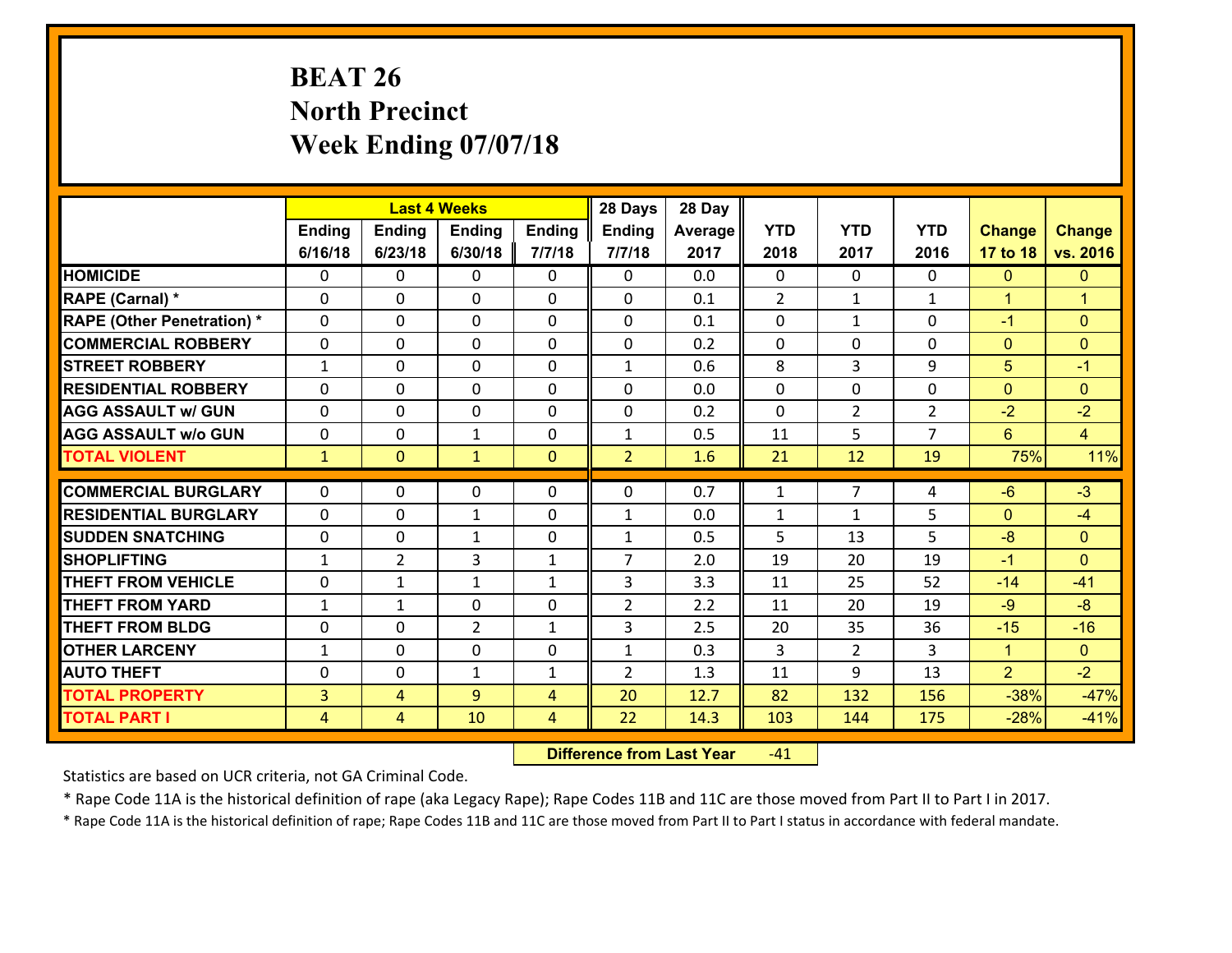# BEAT 26
# North Precinct
# Week Ending 07/07/18

| | Last 4 Weeks | | | | 28 Days | 28 Day | | | | | |
|---|---|---|---|---|---|---|---|---|---|---|---|
| | Ending 6/16/18 | Ending 6/23/18 | Ending 6/30/18 | Ending 7/7/18 | Ending 7/7/18 | Average 2017 | YTD 2018 | YTD 2017 | YTD 2016 | Change 17 to 18 | Change vs. 2016 |
| HOMICIDE | 0 | 0 | 0 | 0 | 0 | 0.0 | 0 | 0 | 0 | 0 | 0 |
| RAPE (Carnal) * | 0 | 0 | 0 | 0 | 0 | 0.1 | 2 | 1 | 1 | 1 | 1 |
| RAPE (Other Penetration) * | 0 | 0 | 0 | 0 | 0 | 0.1 | 0 | 1 | 0 | -1 | 0 |
| COMMERCIAL ROBBERY | 0 | 0 | 0 | 0 | 0 | 0.2 | 0 | 0 | 0 | 0 | 0 |
| STREET ROBBERY | 1 | 0 | 0 | 0 | 1 | 0.6 | 8 | 3 | 9 | 5 | -1 |
| RESIDENTIAL ROBBERY | 0 | 0 | 0 | 0 | 0 | 0.0 | 0 | 0 | 0 | 0 | 0 |
| AGG ASSAULT w/ GUN | 0 | 0 | 0 | 0 | 0 | 0.2 | 0 | 2 | 2 | -2 | -2 |
| AGG ASSAULT w/o GUN | 0 | 0 | 1 | 0 | 1 | 0.5 | 11 | 5 | 7 | 6 | 4 |
| TOTAL VIOLENT | 1 | 0 | 1 | 0 | 2 | 1.6 | 21 | 12 | 19 | 75% | 11% |
| COMMERCIAL BURGLARY | 0 | 0 | 0 | 0 | 0 | 0.7 | 1 | 7 | 4 | -6 | -3 |
| RESIDENTIAL BURGLARY | 0 | 0 | 1 | 0 | 1 | 0.0 | 1 | 1 | 5 | 0 | -4 |
| SUDDEN SNATCHING | 0 | 0 | 1 | 0 | 1 | 0.5 | 5 | 13 | 5 | -8 | 0 |
| SHOPLIFTING | 1 | 2 | 3 | 1 | 7 | 2.0 | 19 | 20 | 19 | -1 | 0 |
| THEFT FROM VEHICLE | 0 | 1 | 1 | 1 | 3 | 3.3 | 11 | 25 | 52 | -14 | -41 |
| THEFT FROM YARD | 1 | 1 | 0 | 0 | 2 | 2.2 | 11 | 20 | 19 | -9 | -8 |
| THEFT FROM BLDG | 0 | 0 | 2 | 1 | 3 | 2.5 | 20 | 35 | 36 | -15 | -16 |
| OTHER LARCENY | 1 | 0 | 0 | 0 | 1 | 0.3 | 3 | 2 | 3 | 1 | 0 |
| AUTO THEFT | 0 | 0 | 1 | 1 | 2 | 1.3 | 11 | 9 | 13 | 2 | -2 |
| TOTAL PROPERTY | 3 | 4 | 9 | 4 | 20 | 12.7 | 82 | 132 | 156 | -38% | -47% |
| TOTAL PART I | 4 | 4 | 10 | 4 | 22 | 14.3 | 103 | 144 | 175 | -28% | -41% |

**Difference from Last Year** -41

Statistics are based on UCR criteria, not GA Criminal Code.

* Rape Code 11A is the historical definition of rape (aka Legacy Rape); Rape Codes 11B and 11C are those moved from Part II to Part I in 2017.

* Rape Code 11A is the historical definition of rape; Rape Codes 11B and 11C are those moved from Part II to Part I status in accordance with federal mandate.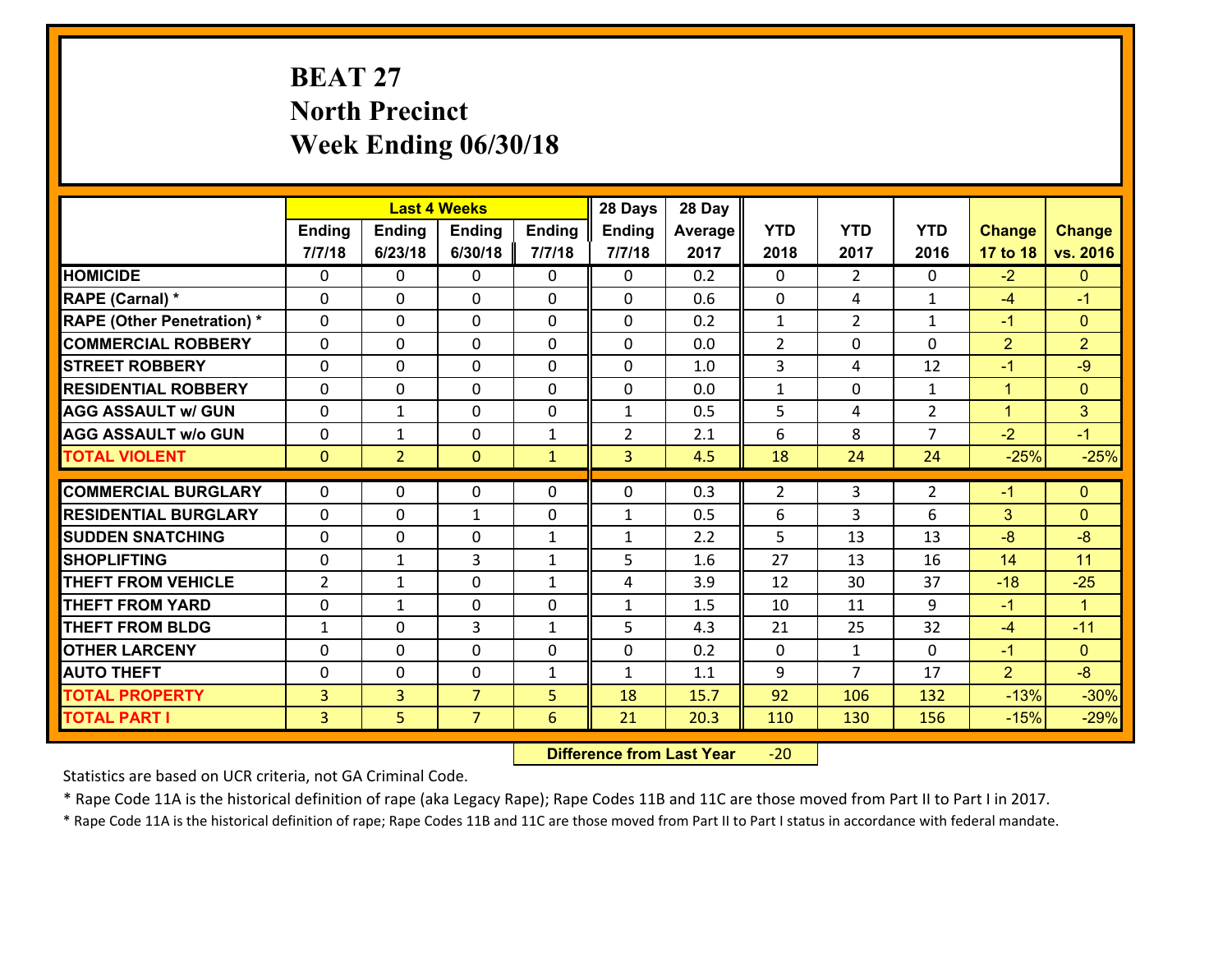# BEAT 27
# North Precinct
# Week Ending 06/30/18

| | Last 4 Weeks | | | | 28 Days | 28 Day | | | | | |
|---|---|---|---|---|---|---|---|---|---|---|---|
| | Ending 7/7/18 | Ending 6/23/18 | Ending 6/30/18 | Ending 7/7/18 | Ending 7/7/18 | Average 2017 | YTD 2018 | YTD 2017 | YTD 2016 | Change 17 to 18 | Change vs. 2016 |
| HOMICIDE | 0 | 0 | 0 | 0 | 0 | 0.2 | 0 | 2 | 0 | -2 | 0 |
| RAPE (Carnal) * | 0 | 0 | 0 | 0 | 0 | 0.6 | 0 | 4 | 1 | -4 | -1 |
| RAPE (Other Penetration) * | 0 | 0 | 0 | 0 | 0 | 0.2 | 1 | 2 | 1 | -1 | 0 |
| COMMERCIAL ROBBERY | 0 | 0 | 0 | 0 | 0 | 0.0 | 2 | 0 | 0 | 2 | 2 |
| STREET ROBBERY | 0 | 0 | 0 | 0 | 0 | 1.0 | 3 | 4 | 12 | -1 | -9 |
| RESIDENTIAL ROBBERY | 0 | 0 | 0 | 0 | 0 | 0.0 | 1 | 0 | 1 | 1 | 0 |
| AGG ASSAULT w/ GUN | 0 | 1 | 0 | 0 | 1 | 0.5 | 5 | 4 | 2 | 1 | 3 |
| AGG ASSAULT w/o GUN | 0 | 1 | 0 | 1 | 2 | 2.1 | 6 | 8 | 7 | -2 | -1 |
| TOTAL VIOLENT | 0 | 2 | 0 | 1 | 3 | 4.5 | 18 | 24 | 24 | -25% | -25% |
| COMMERCIAL BURGLARY | 0 | 0 | 0 | 0 | 0 | 0.3 | 2 | 3 | 2 | -1 | 0 |
| RESIDENTIAL BURGLARY | 0 | 0 | 1 | 0 | 1 | 0.5 | 6 | 3 | 6 | 3 | 0 |
| SUDDEN SNATCHING | 0 | 0 | 0 | 1 | 1 | 2.2 | 5 | 13 | 13 | -8 | -8 |
| SHOPLIFTING | 0 | 1 | 3 | 1 | 5 | 1.6 | 27 | 13 | 16 | 14 | 11 |
| THEFT FROM VEHICLE | 2 | 1 | 0 | 1 | 4 | 3.9 | 12 | 30 | 37 | -18 | -25 |
| THEFT FROM YARD | 0 | 1 | 0 | 0 | 1 | 1.5 | 10 | 11 | 9 | -1 | 1 |
| THEFT FROM BLDG | 1 | 0 | 3 | 1 | 5 | 4.3 | 21 | 25 | 32 | -4 | -11 |
| OTHER LARCENY | 0 | 0 | 0 | 0 | 0 | 0.2 | 0 | 1 | 0 | -1 | 0 |
| AUTO THEFT | 0 | 0 | 0 | 1 | 1 | 1.1 | 9 | 7 | 17 | 2 | -8 |
| TOTAL PROPERTY | 3 | 3 | 7 | 5 | 18 | 15.7 | 92 | 106 | 132 | -13% | -30% |
| TOTAL PART I | 3 | 5 | 7 | 6 | 21 | 20.3 | 110 | 130 | 156 | -15% | -29% |

**Difference from Last Year** -20

Statistics are based on UCR criteria, not GA Criminal Code.

\* Rape Code 11A is the historical definition of rape (aka Legacy Rape); Rape Codes 11B and 11C are those moved from Part II to Part I in 2017.

\* Rape Code 11A is the historical definition of rape; Rape Codes 11B and 11C are those moved from Part II to Part I status in accordance with federal mandate.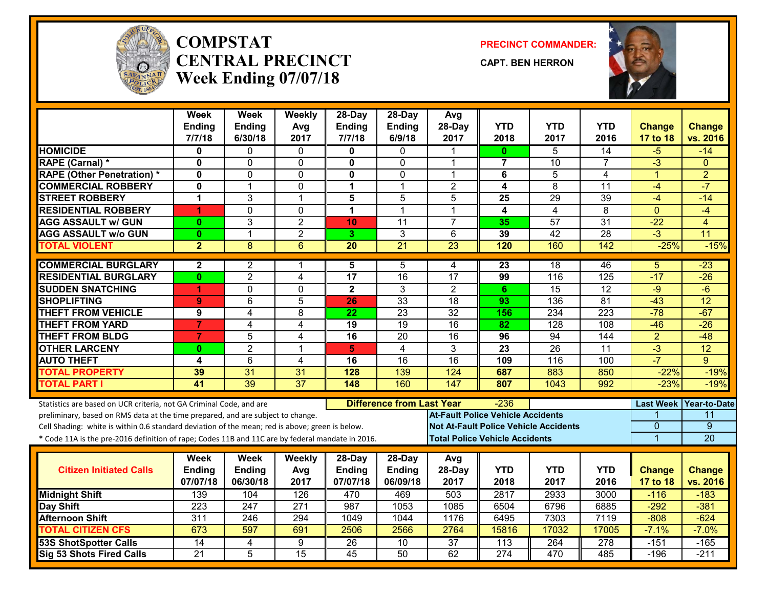# COMPSTAT
# CENTRAL PRECINCT
## Week Ending 07/07/18

**PRECINCT COMMANDER:**

**CAPT. BEN HERRON**

| | Week Ending 7/7/18 | Week Ending 6/30/18 | Weekly Avg 2017 | 28-Day Ending 7/7/18 | 28-Day Ending 6/9/18 | Avg 28-Day 2017 | YTD 2018 | YTD 2017 | YTD 2016 | Change 17 to 18 | Change vs. 2016 |
|---|---|---|---|---|---|---|---|---|---|---|---|
| HOMICIDE | 0 | 0 | 0 | 0 | 0 | 1 | 0 | 5 | 14 | -5 | -14 |
| RAPE (Carnal) * | 0 | 0 | 0 | 0 | 0 | 1 | 7 | 10 | 7 | -3 | 0 |
| RAPE (Other Penetration) * | 0 | 0 | 0 | 0 | 0 | 1 | 6 | 5 | 4 | 1 | 2 |
| COMMERCIAL ROBBERY | 0 | 1 | 0 | 1 | 1 | 2 | 4 | 8 | 11 | -4 | -7 |
| STREET ROBBERY | 1 | 3 | 1 | 5 | 5 | 5 | 25 | 29 | 39 | -4 | -14 |
| RESIDENTIAL ROBBERY | 1 | 0 | 0 | 1 | 1 | 1 | 4 | 4 | 8 | 0 | -4 |
| AGG ASSAULT w/ GUN | 0 | 3 | 2 | 10 | 11 | 7 | 35 | 57 | 31 | -22 | 4 |
| AGG ASSAULT w/o GUN | 0 | 1 | 2 | 3 | 3 | 6 | 39 | 42 | 28 | -3 | 11 |
| TOTAL VIOLENT | 2 | 8 | 6 | 20 | 21 | 23 | 120 | 160 | 142 | -25% | -15% |
| COMMERCIAL BURGLARY | 2 | 2 | 1 | 5 | 5 | 4 | 23 | 18 | 46 | 5 | -23 |
| RESIDENTIAL BURGLARY | 0 | 2 | 4 | 17 | 16 | 17 | 99 | 116 | 125 | -17 | -26 |
| SUDDEN SNATCHING | 1 | 0 | 0 | 2 | 3 | 2 | 6 | 15 | 12 | -9 | -6 |
| SHOPLIFTING | 9 | 6 | 5 | 26 | 33 | 18 | 93 | 136 | 81 | -43 | 12 |
| THEFT FROM VEHICLE | 9 | 4 | 8 | 22 | 23 | 32 | 156 | 234 | 223 | -78 | -67 |
| THEFT FROM YARD | 7 | 4 | 4 | 19 | 19 | 16 | 82 | 128 | 108 | -46 | -26 |
| THEFT FROM BLDG | 7 | 5 | 4 | 16 | 20 | 16 | 96 | 94 | 144 | 2 | -48 |
| OTHER LARCENY | 0 | 2 | 1 | 5 | 4 | 3 | 23 | 26 | 11 | -3 | 12 |
| AUTO THEFT | 4 | 6 | 4 | 16 | 16 | 16 | 109 | 116 | 100 | -7 | 9 |
| TOTAL PROPERTY | 39 | 31 | 31 | 128 | 139 | 124 | 687 | 883 | 850 | -22% | -19% |
| TOTAL PART I | 41 | 39 | 37 | 148 | 160 | 147 | 807 | 1043 | 992 | -23% | -19% |

Statistics are based on UCR criteria, not GA Criminal Code, and are preliminary, based on RMS data at the time prepared, and are subject to change.

Cell Shading: white is within 0.6 standard deviation of the mean; red is above; green is below.

\* Code 11A is the pre-2016 definition of rape; Codes 11B and 11C are by federal mandate in 2016.

**Difference from Last Year:** -236

| | Last Week | Year-to-Date |
|---|---|---|
| At-Fault Police Vehicle Accidents | 1 | 11 |
| Not At-Fault Police Vehicle Accidents | 0 | 9 |
| Total Police Vehicle Accidents | 1 | 20 |

| Citizen Initiated Calls | Week Ending 07/07/18 | Week Ending 06/30/18 | Weekly Avg 2017 | 28-Day Ending 07/07/18 | 28-Day Ending 06/09/18 | Avg 28-Day 2017 | YTD 2018 | YTD 2017 | YTD 2016 | Change 17 to 18 | Change vs. 2016 |
|---|---|---|---|---|---|---|---|---|---|---|---|
| Midnight Shift | 139 | 104 | 126 | 470 | 469 | 503 | 2817 | 2933 | 3000 | -116 | -183 |
| Day Shift | 223 | 247 | 271 | 987 | 1053 | 1085 | 6504 | 6796 | 6885 | -292 | -381 |
| Afternoon Shift | 311 | 246 | 294 | 1049 | 1044 | 1176 | 6495 | 7303 | 7119 | -808 | -624 |
| TOTAL CITIZEN CFS | 673 | 597 | 691 | 2506 | 2566 | 2764 | 15816 | 17032 | 17005 | -7.1% | -7.0% |
| 53S ShotSpotter Calls | 14 | 4 | 9 | 26 | 10 | 37 | 113 | 264 | 278 | -151 | -165 |
| Sig 53 Shots Fired Calls | 21 | 5 | 15 | 45 | 50 | 62 | 274 | 470 | 485 | -196 | -211 |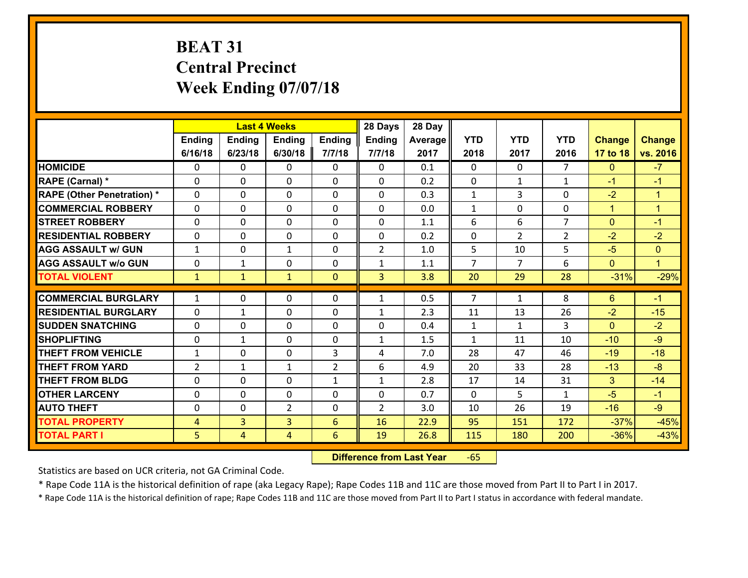# BEAT 31
## Central Precinct
## Week Ending 07/07/18

| | Last 4 Weeks | | | | 28 Days | 28 Day | | | | | |
|---|---|---|---|---|---|---|---|---|---|---|---|
| | Ending 6/16/18 | Ending 6/23/18 | Ending 6/30/18 | Ending 7/7/18 | Ending 7/7/18 | Average 2017 | YTD 2018 | YTD 2017 | YTD 2016 | Change 17 to 18 | Change vs. 2016 |
| **HOMICIDE** | 0 | 0 | 0 | 0 | 0 | 0.1 | 0 | 0 | 7 | 0 | -7 |
| **RAPE (Carnal) *** | 0 | 0 | 0 | 0 | 0 | 0.2 | 0 | 1 | 1 | -1 | -1 |
| **RAPE (Other Penetration) *** | 0 | 0 | 0 | 0 | 0 | 0.3 | 1 | 3 | 0 | -2 | 1 |
| **COMMERCIAL ROBBERY** | 0 | 0 | 0 | 0 | 0 | 0.0 | 1 | 0 | 0 | 1 | 1 |
| **STREET ROBBERY** | 0 | 0 | 0 | 0 | 0 | 1.1 | 6 | 6 | 7 | 0 | -1 |
| **RESIDENTIAL ROBBERY** | 0 | 0 | 0 | 0 | 0 | 0.2 | 0 | 2 | 2 | -2 | -2 |
| **AGG ASSAULT w/ GUN** | 1 | 0 | 1 | 0 | 2 | 1.0 | 5 | 10 | 5 | -5 | 0 |
| **AGG ASSAULT w/o GUN** | 0 | 1 | 0 | 0 | 1 | 1.1 | 7 | 7 | 6 | 0 | 1 |
| **TOTAL VIOLENT** | 1 | 1 | 1 | 0 | 3 | 3.8 | 20 | 29 | 28 | -31% | -29% |
| **COMMERCIAL BURGLARY** | 1 | 0 | 0 | 0 | 1 | 0.5 | 7 | 1 | 8 | 6 | -1 |
| **RESIDENTIAL BURGLARY** | 0 | 1 | 0 | 0 | 1 | 2.3 | 11 | 13 | 26 | -2 | -15 |
| **SUDDEN SNATCHING** | 0 | 0 | 0 | 0 | 0 | 0.4 | 1 | 1 | 3 | 0 | -2 |
| **SHOPLIFTING** | 0 | 1 | 0 | 0 | 1 | 1.5 | 1 | 11 | 10 | -10 | -9 |
| **THEFT FROM VEHICLE** | 1 | 0 | 0 | 3 | 4 | 7.0 | 28 | 47 | 46 | -19 | -18 |
| **THEFT FROM YARD** | 2 | 1 | 1 | 2 | 6 | 4.9 | 20 | 33 | 28 | -13 | -8 |
| **THEFT FROM BLDG** | 0 | 0 | 0 | 1 | 1 | 2.8 | 17 | 14 | 31 | 3 | -14 |
| **OTHER LARCENY** | 0 | 0 | 0 | 0 | 0 | 0.7 | 0 | 5 | 1 | -5 | -1 |
| **AUTO THEFT** | 0 | 0 | 2 | 0 | 2 | 3.0 | 10 | 26 | 19 | -16 | -9 |
| **TOTAL PROPERTY** | 4 | 3 | 3 | 6 | 16 | 22.9 | 95 | 151 | 172 | -37% | -45% |
| **TOTAL PART I** | 5 | 4 | 4 | 6 | 19 | 26.8 | 115 | 180 | 200 | -36% | -43% |

**Difference from Last Year** -65

Statistics are based on UCR criteria, not GA Criminal Code.

* Rape Code 11A is the historical definition of rape (aka Legacy Rape); Rape Codes 11B and 11C are those moved from Part II to Part I in 2017.

* Rape Code 11A is the historical definition of rape; Rape Codes 11B and 11C are those moved from Part II to Part I status in accordance with federal mandate.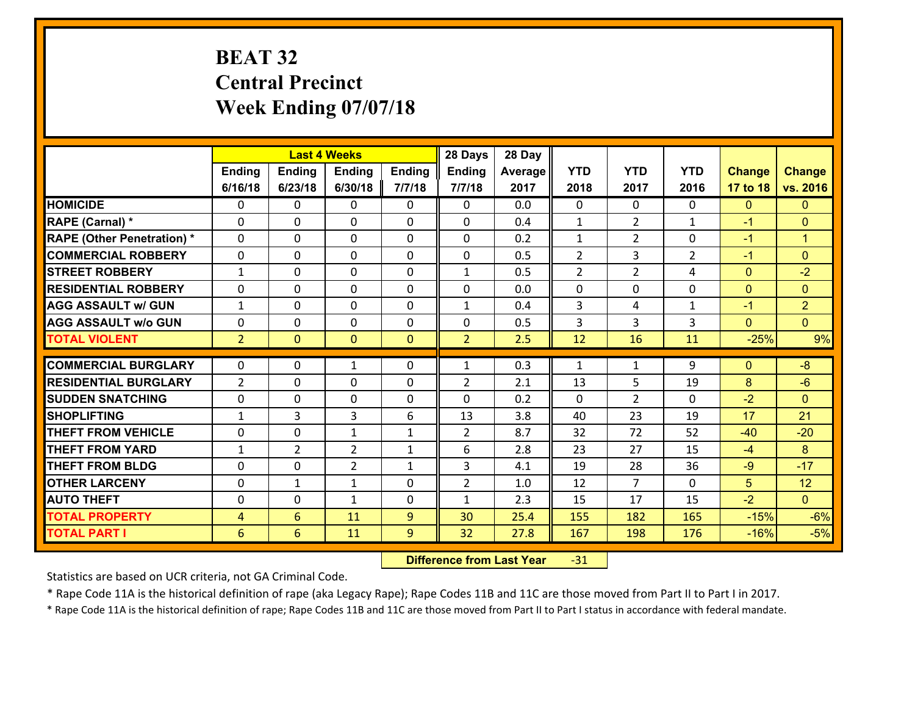# BEAT 32
## Central Precinct
## Week Ending 07/07/18

| | Last 4 Weeks | | | | 28 Days | 28 Day | | | | | |
|---|---|---|---|---|---|---|---|---|---|---|---|
| | Ending 6/16/18 | Ending 6/23/18 | Ending 6/30/18 | Ending 7/7/18 | Ending 7/7/18 | Average 2017 | YTD 2018 | YTD 2017 | YTD 2016 | Change 17 to 18 | Change vs. 2016 |
| HOMICIDE | 0 | 0 | 0 | 0 | 0 | 0.0 | 0 | 0 | 0 | 0 | 0 |
| RAPE (Carnal) * | 0 | 0 | 0 | 0 | 0 | 0.4 | 1 | 2 | 1 | -1 | 0 |
| RAPE (Other Penetration) * | 0 | 0 | 0 | 0 | 0 | 0.2 | 1 | 2 | 0 | -1 | 1 |
| COMMERCIAL ROBBERY | 0 | 0 | 0 | 0 | 0 | 0.5 | 2 | 3 | 2 | -1 | 0 |
| STREET ROBBERY | 1 | 0 | 0 | 0 | 1 | 0.5 | 2 | 2 | 4 | 0 | -2 |
| RESIDENTIAL ROBBERY | 0 | 0 | 0 | 0 | 0 | 0.0 | 0 | 0 | 0 | 0 | 0 |
| AGG ASSAULT w/ GUN | 1 | 0 | 0 | 0 | 1 | 0.4 | 3 | 4 | 1 | -1 | 2 |
| AGG ASSAULT w/o GUN | 0 | 0 | 0 | 0 | 0 | 0.5 | 3 | 3 | 3 | 0 | 0 |
| TOTAL VIOLENT | 2 | 0 | 0 | 0 | 2 | 2.5 | 12 | 16 | 11 | -25% | 9% |
| COMMERCIAL BURGLARY | 0 | 0 | 1 | 0 | 1 | 0.3 | 1 | 1 | 9 | 0 | -8 |
| RESIDENTIAL BURGLARY | 2 | 0 | 0 | 0 | 2 | 2.1 | 13 | 5 | 19 | 8 | -6 |
| SUDDEN SNATCHING | 0 | 0 | 0 | 0 | 0 | 0.2 | 0 | 2 | 0 | -2 | 0 |
| SHOPLIFTING | 1 | 3 | 3 | 6 | 13 | 3.8 | 40 | 23 | 19 | 17 | 21 |
| THEFT FROM VEHICLE | 0 | 0 | 1 | 1 | 2 | 8.7 | 32 | 72 | 52 | -40 | -20 |
| THEFT FROM YARD | 1 | 2 | 2 | 1 | 6 | 2.8 | 23 | 27 | 15 | -4 | 8 |
| THEFT FROM BLDG | 0 | 0 | 2 | 1 | 3 | 4.1 | 19 | 28 | 36 | -9 | -17 |
| OTHER LARCENY | 0 | 1 | 1 | 0 | 2 | 1.0 | 12 | 7 | 0 | 5 | 12 |
| AUTO THEFT | 0 | 0 | 1 | 0 | 1 | 2.3 | 15 | 17 | 15 | -2 | 0 |
| TOTAL PROPERTY | 4 | 6 | 11 | 9 | 30 | 25.4 | 155 | 182 | 165 | -15% | -6% |
| TOTAL PART I | 6 | 6 | 11 | 9 | 32 | 27.8 | 167 | 198 | 176 | -16% | -5% |

**Difference from Last Year** -31

Statistics are based on UCR criteria, not GA Criminal Code.

* Rape Code 11A is the historical definition of rape (aka Legacy Rape); Rape Codes 11B and 11C are those moved from Part II to Part I in 2017.

* Rape Code 11A is the historical definition of rape; Rape Codes 11B and 11C are those moved from Part II to Part I status in accordance with federal mandate.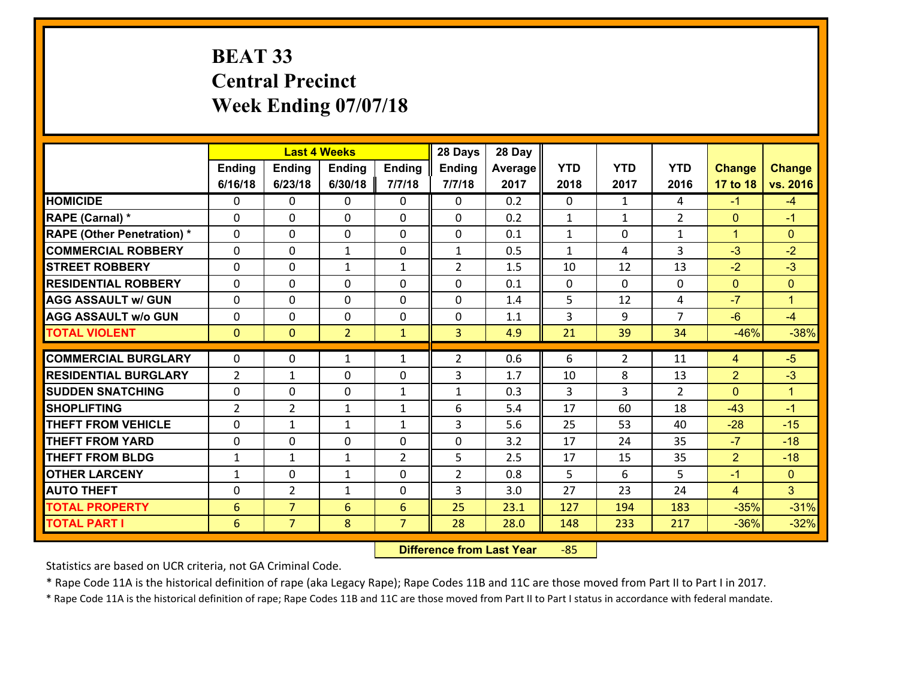# BEAT 33
## Central Precinct
## Week Ending 07/07/18

| | Last 4 Weeks | | | | 28 Days | 28 Day | | | | | |
|---|---|---|---|---|---|---|---|---|---|---|---|
| | Ending 6/16/18 | Ending 6/23/18 | Ending 6/30/18 | Ending 7/7/18 | Ending 7/7/18 | Average 2017 | YTD 2018 | YTD 2017 | YTD 2016 | Change 17 to 18 | Change vs. 2016 |
| HOMICIDE | 0 | 0 | 0 | 0 | 0 | 0.2 | 0 | 1 | 4 | -1 | -4 |
| RAPE (Carnal) * | 0 | 0 | 0 | 0 | 0 | 0.2 | 1 | 1 | 2 | 0 | -1 |
| RAPE (Other Penetration) * | 0 | 0 | 0 | 0 | 0 | 0.1 | 1 | 0 | 1 | 1 | 0 |
| COMMERCIAL ROBBERY | 0 | 0 | 1 | 0 | 1 | 0.5 | 1 | 4 | 3 | -3 | -2 |
| STREET ROBBERY | 0 | 0 | 1 | 1 | 2 | 1.5 | 10 | 12 | 13 | -2 | -3 |
| RESIDENTIAL ROBBERY | 0 | 0 | 0 | 0 | 0 | 0.1 | 0 | 0 | 0 | 0 | 0 |
| AGG ASSAULT w/ GUN | 0 | 0 | 0 | 0 | 0 | 1.4 | 5 | 12 | 4 | -7 | 1 |
| AGG ASSAULT w/o GUN | 0 | 0 | 0 | 0 | 0 | 1.1 | 3 | 9 | 7 | -6 | -4 |
| TOTAL VIOLENT | 0 | 0 | 2 | 1 | 3 | 4.9 | 21 | 39 | 34 | -46% | -38% |
| COMMERCIAL BURGLARY | 0 | 0 | 1 | 1 | 2 | 0.6 | 6 | 2 | 11 | 4 | -5 |
| RESIDENTIAL BURGLARY | 2 | 1 | 0 | 0 | 3 | 1.7 | 10 | 8 | 13 | 2 | -3 |
| SUDDEN SNATCHING | 0 | 0 | 0 | 1 | 1 | 0.3 | 3 | 3 | 2 | 0 | 1 |
| SHOPLIFTING | 2 | 2 | 1 | 1 | 6 | 5.4 | 17 | 60 | 18 | -43 | -1 |
| THEFT FROM VEHICLE | 0 | 1 | 1 | 1 | 3 | 5.6 | 25 | 53 | 40 | -28 | -15 |
| THEFT FROM YARD | 0 | 0 | 0 | 0 | 0 | 3.2 | 17 | 24 | 35 | -7 | -18 |
| THEFT FROM BLDG | 1 | 1 | 1 | 2 | 5 | 2.5 | 17 | 15 | 35 | 2 | -18 |
| OTHER LARCENY | 1 | 0 | 1 | 0 | 2 | 0.8 | 5 | 6 | 5 | -1 | 0 |
| AUTO THEFT | 0 | 2 | 1 | 0 | 3 | 3.0 | 27 | 23 | 24 | 4 | 3 |
| TOTAL PROPERTY | 6 | 7 | 6 | 6 | 25 | 23.1 | 127 | 194 | 183 | -35% | -31% |
| TOTAL PART I | 6 | 7 | 8 | 7 | 28 | 28.0 | 148 | 233 | 217 | -36% | -32% |

**Difference from Last Year** -85

Statistics are based on UCR criteria, not GA Criminal Code.

* Rape Code 11A is the historical definition of rape (aka Legacy Rape); Rape Codes 11B and 11C are those moved from Part II to Part I in 2017.

* Rape Code 11A is the historical definition of rape; Rape Codes 11B and 11C are those moved from Part II to Part I status in accordance with federal mandate.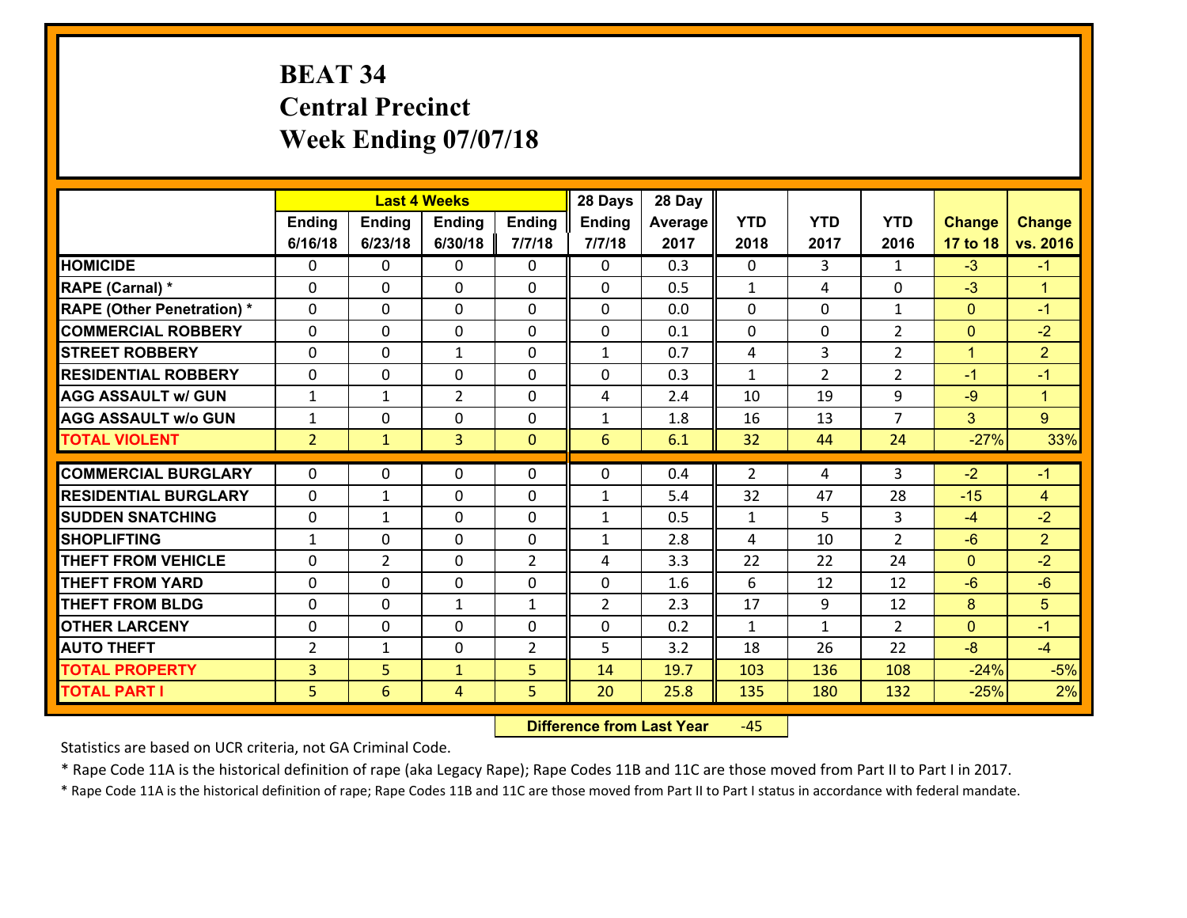# BEAT 34
# Central Precinct
# Week Ending 07/07/18

| | Last 4 Weeks | | | | 28 Days | 28 Day | | | | | |
|---|---|---|---|---|---|---|---|---|---|---|---|
| | Ending 6/16/18 | Ending 6/23/18 | Ending 6/30/18 | Ending 7/7/18 | Ending 7/7/18 | Average 2017 | YTD 2018 | YTD 2017 | YTD 2016 | Change 17 to 18 | Change vs. 2016 |
| HOMICIDE | 0 | 0 | 0 | 0 | 0 | 0.3 | 0 | 3 | 1 | -3 | -1 |
| RAPE (Carnal) * | 0 | 0 | 0 | 0 | 0 | 0.5 | 1 | 4 | 0 | -3 | 1 |
| RAPE (Other Penetration) * | 0 | 0 | 0 | 0 | 0 | 0.0 | 0 | 0 | 1 | 0 | -1 |
| COMMERCIAL ROBBERY | 0 | 0 | 0 | 0 | 0 | 0.1 | 0 | 0 | 2 | 0 | -2 |
| STREET ROBBERY | 0 | 0 | 1 | 0 | 1 | 0.7 | 4 | 3 | 2 | 1 | 2 |
| RESIDENTIAL ROBBERY | 0 | 0 | 0 | 0 | 0 | 0.3 | 1 | 2 | 2 | -1 | -1 |
| AGG ASSAULT w/ GUN | 1 | 1 | 2 | 0 | 4 | 2.4 | 10 | 19 | 9 | -9 | 1 |
| AGG ASSAULT w/o GUN | 1 | 0 | 0 | 0 | 1 | 1.8 | 16 | 13 | 7 | 3 | 9 |
| TOTAL VIOLENT | 2 | 1 | 3 | 0 | 6 | 6.1 | 32 | 44 | 24 | -27% | 33% |
| COMMERCIAL BURGLARY | 0 | 0 | 0 | 0 | 0 | 0.4 | 2 | 4 | 3 | -2 | -1 |
| RESIDENTIAL BURGLARY | 0 | 1 | 0 | 0 | 1 | 5.4 | 32 | 47 | 28 | -15 | 4 |
| SUDDEN SNATCHING | 0 | 1 | 0 | 0 | 1 | 0.5 | 1 | 5 | 3 | -4 | -2 |
| SHOPLIFTING | 1 | 0 | 0 | 0 | 1 | 2.8 | 4 | 10 | 2 | -6 | 2 |
| THEFT FROM VEHICLE | 0 | 2 | 0 | 2 | 4 | 3.3 | 22 | 22 | 24 | 0 | -2 |
| THEFT FROM YARD | 0 | 0 | 0 | 0 | 0 | 1.6 | 6 | 12 | 12 | -6 | -6 |
| THEFT FROM BLDG | 0 | 0 | 1 | 1 | 2 | 2.3 | 17 | 9 | 12 | 8 | 5 |
| OTHER LARCENY | 0 | 0 | 0 | 0 | 0 | 0.2 | 1 | 1 | 2 | 0 | -1 |
| AUTO THEFT | 2 | 1 | 0 | 2 | 5 | 3.2 | 18 | 26 | 22 | -8 | -4 |
| TOTAL PROPERTY | 3 | 5 | 1 | 5 | 14 | 19.7 | 103 | 136 | 108 | -24% | -5% |
| TOTAL PART I | 5 | 6 | 4 | 5 | 20 | 25.8 | 135 | 180 | 132 | -25% | 2% |

**Difference from Last Year** -45

Statistics are based on UCR criteria, not GA Criminal Code.

* Rape Code 11A is the historical definition of rape (aka Legacy Rape); Rape Codes 11B and 11C are those moved from Part II to Part I in 2017.

* Rape Code 11A is the historical definition of rape; Rape Codes 11B and 11C are those moved from Part II to Part I status in accordance with federal mandate.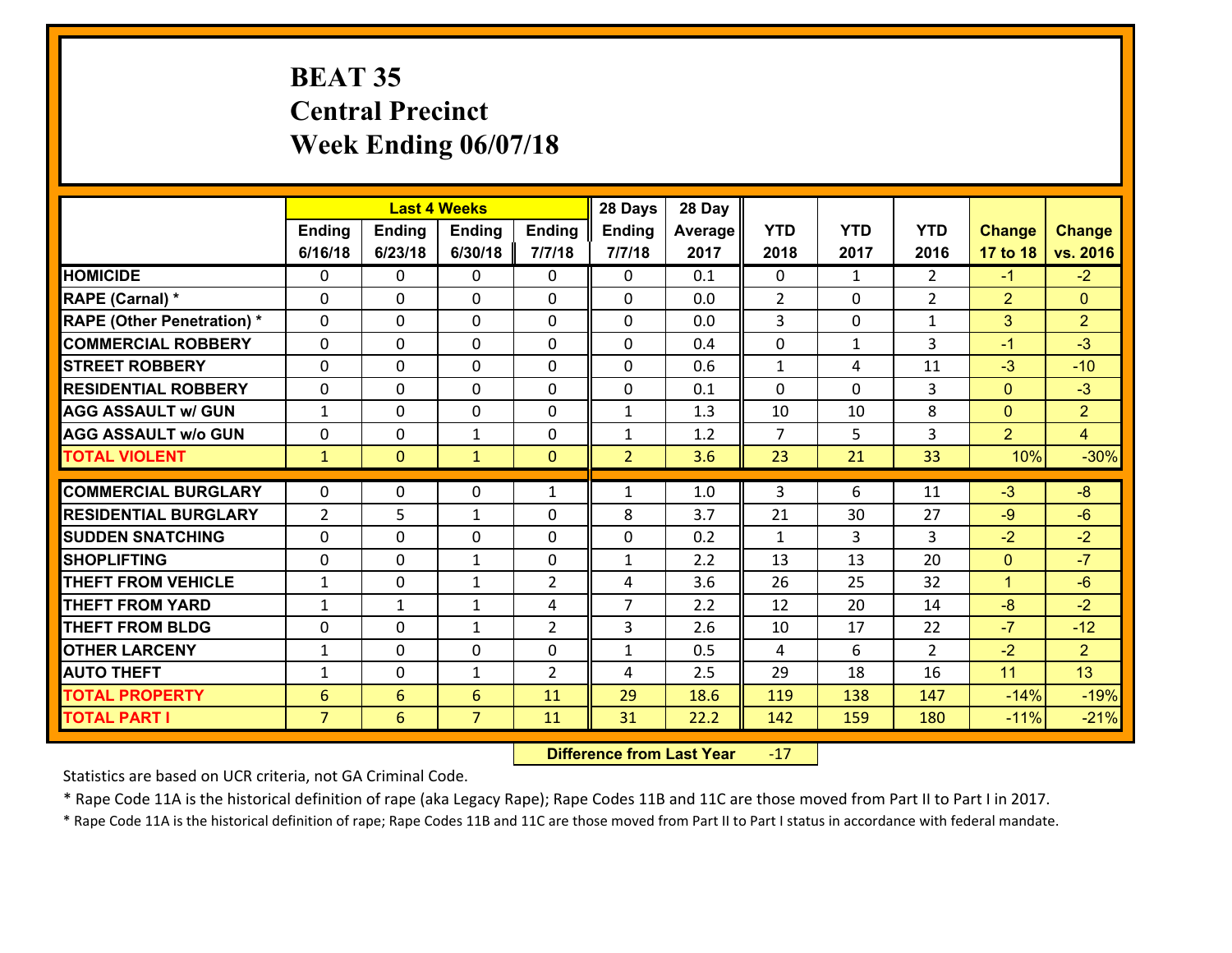# BEAT 35
# Central Precinct
# Week Ending 06/07/18

| | Last 4 Weeks | | | | 28 Days | 28 Day | | | | | |
|---|---|---|---|---|---|---|---|---|---|---|---|
| | Ending 6/16/18 | Ending 6/23/18 | Ending 6/30/18 | Ending 7/7/18 | Ending 7/7/18 | Average 2017 | YTD 2018 | YTD 2017 | YTD 2016 | Change 17 to 18 | Change vs. 2016 |
| HOMICIDE | 0 | 0 | 0 | 0 | 0 | 0.1 | 0 | 1 | 2 | -1 | -2 |
| RAPE (Carnal) * | 0 | 0 | 0 | 0 | 0 | 0.0 | 2 | 0 | 2 | 2 | 0 |
| RAPE (Other Penetration) * | 0 | 0 | 0 | 0 | 0 | 0.0 | 3 | 0 | 1 | 3 | 2 |
| COMMERCIAL ROBBERY | 0 | 0 | 0 | 0 | 0 | 0.4 | 0 | 1 | 3 | -1 | -3 |
| STREET ROBBERY | 0 | 0 | 0 | 0 | 0 | 0.6 | 1 | 4 | 11 | -3 | -10 |
| RESIDENTIAL ROBBERY | 0 | 0 | 0 | 0 | 0 | 0.1 | 0 | 0 | 3 | 0 | -3 |
| AGG ASSAULT w/ GUN | 1 | 0 | 0 | 0 | 1 | 1.3 | 10 | 10 | 8 | 0 | 2 |
| AGG ASSAULT w/o GUN | 0 | 0 | 1 | 0 | 1 | 1.2 | 7 | 5 | 3 | 2 | 4 |
| TOTAL VIOLENT | 1 | 0 | 1 | 0 | 2 | 3.6 | 23 | 21 | 33 | 10% | -30% |
| COMMERCIAL BURGLARY | 0 | 0 | 0 | 1 | 1 | 1.0 | 3 | 6 | 11 | -3 | -8 |
| RESIDENTIAL BURGLARY | 2 | 5 | 1 | 0 | 8 | 3.7 | 21 | 30 | 27 | -9 | -6 |
| SUDDEN SNATCHING | 0 | 0 | 0 | 0 | 0 | 0.2 | 1 | 3 | 3 | -2 | -2 |
| SHOPLIFTING | 0 | 0 | 1 | 0 | 1 | 2.2 | 13 | 13 | 20 | 0 | -7 |
| THEFT FROM VEHICLE | 1 | 0 | 1 | 2 | 4 | 3.6 | 26 | 25 | 32 | 1 | -6 |
| THEFT FROM YARD | 1 | 1 | 1 | 4 | 7 | 2.2 | 12 | 20 | 14 | -8 | -2 |
| THEFT FROM BLDG | 0 | 0 | 1 | 2 | 3 | 2.6 | 10 | 17 | 22 | -7 | -12 |
| OTHER LARCENY | 1 | 0 | 0 | 0 | 1 | 0.5 | 4 | 6 | 2 | -2 | 2 |
| AUTO THEFT | 1 | 0 | 1 | 2 | 4 | 2.5 | 29 | 18 | 16 | 11 | 13 |
| TOTAL PROPERTY | 6 | 6 | 6 | 11 | 29 | 18.6 | 119 | 138 | 147 | -14% | -19% |
| TOTAL PART I | 7 | 6 | 7 | 11 | 31 | 22.2 | 142 | 159 | 180 | -11% | -21% |

| Difference from Last Year | -17 |
|---|---|

Statistics are based on UCR criteria, not GA Criminal Code.

* Rape Code 11A is the historical definition of rape (aka Legacy Rape); Rape Codes 11B and 11C are those moved from Part II to Part I in 2017.

* Rape Code 11A is the historical definition of rape; Rape Codes 11B and 11C are those moved from Part II to Part I status in accordance with federal mandate.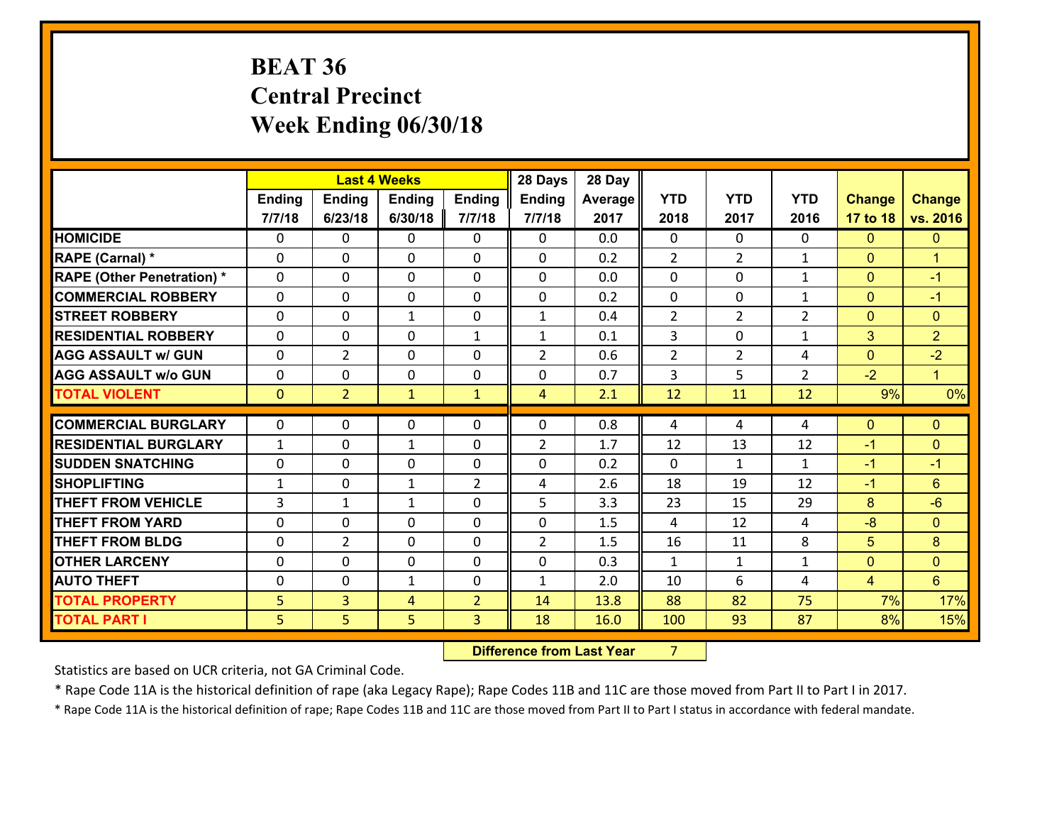# BEAT 36
# Central Precinct
# Week Ending 06/30/18

| | Last 4 Weeks | | | | 28 Days | 28 Day | | | | | |
|---|---|---|---|---|---|---|---|---|---|---|---|
| | Ending 7/7/18 | Ending 6/23/18 | Ending 6/30/18 | Ending 7/7/18 | Ending 7/7/18 | Average 2017 | YTD 2018 | YTD 2017 | YTD 2016 | Change 17 to 18 | Change vs. 2016 |
| HOMICIDE | 0 | 0 | 0 | 0 | 0 | 0.0 | 0 | 0 | 0 | 0 | 0 |
| RAPE (Carnal) * | 0 | 0 | 0 | 0 | 0 | 0.2 | 2 | 2 | 1 | 0 | 1 |
| RAPE (Other Penetration) * | 0 | 0 | 0 | 0 | 0 | 0.0 | 0 | 0 | 1 | 0 | -1 |
| COMMERCIAL ROBBERY | 0 | 0 | 0 | 0 | 0 | 0.2 | 0 | 0 | 1 | 0 | -1 |
| STREET ROBBERY | 0 | 0 | 1 | 0 | 1 | 0.4 | 2 | 2 | 2 | 0 | 0 |
| RESIDENTIAL ROBBERY | 0 | 0 | 0 | 1 | 1 | 0.1 | 3 | 0 | 1 | 3 | 2 |
| AGG ASSAULT w/ GUN | 0 | 2 | 0 | 0 | 2 | 0.6 | 2 | 2 | 4 | 0 | -2 |
| AGG ASSAULT w/o GUN | 0 | 0 | 0 | 0 | 0 | 0.7 | 3 | 5 | 2 | -2 | 1 |
| TOTAL VIOLENT | 0 | 2 | 1 | 1 | 4 | 2.1 | 12 | 11 | 12 | 9% | 0% |
| COMMERCIAL BURGLARY | 0 | 0 | 0 | 0 | 0 | 0.8 | 4 | 4 | 4 | 0 | 0 |
| RESIDENTIAL BURGLARY | 1 | 0 | 1 | 0 | 2 | 1.7 | 12 | 13 | 12 | -1 | 0 |
| SUDDEN SNATCHING | 0 | 0 | 0 | 0 | 0 | 0.2 | 0 | 1 | 1 | -1 | -1 |
| SHOPLIFTING | 1 | 0 | 1 | 2 | 4 | 2.6 | 18 | 19 | 12 | -1 | 6 |
| THEFT FROM VEHICLE | 3 | 1 | 1 | 0 | 5 | 3.3 | 23 | 15 | 29 | 8 | -6 |
| THEFT FROM YARD | 0 | 0 | 0 | 0 | 0 | 1.5 | 4 | 12 | 4 | -8 | 0 |
| THEFT FROM BLDG | 0 | 2 | 0 | 0 | 2 | 1.5 | 16 | 11 | 8 | 5 | 8 |
| OTHER LARCENY | 0 | 0 | 0 | 0 | 0 | 0.3 | 1 | 1 | 1 | 0 | 0 |
| AUTO THEFT | 0 | 0 | 1 | 0 | 1 | 2.0 | 10 | 6 | 4 | 4 | 6 |
| TOTAL PROPERTY | 5 | 3 | 4 | 2 | 14 | 13.8 | 88 | 82 | 75 | 7% | 17% |
| TOTAL PART I | 5 | 5 | 5 | 3 | 18 | 16.0 | 100 | 93 | 87 | 8% | 15% |

**Difference from Last Year** 7

Statistics are based on UCR criteria, not GA Criminal Code.

* Rape Code 11A is the historical definition of rape (aka Legacy Rape); Rape Codes 11B and 11C are those moved from Part II to Part I in 2017.

* Rape Code 11A is the historical definition of rape; Rape Codes 11B and 11C are those moved from Part II to Part I status in accordance with federal mandate.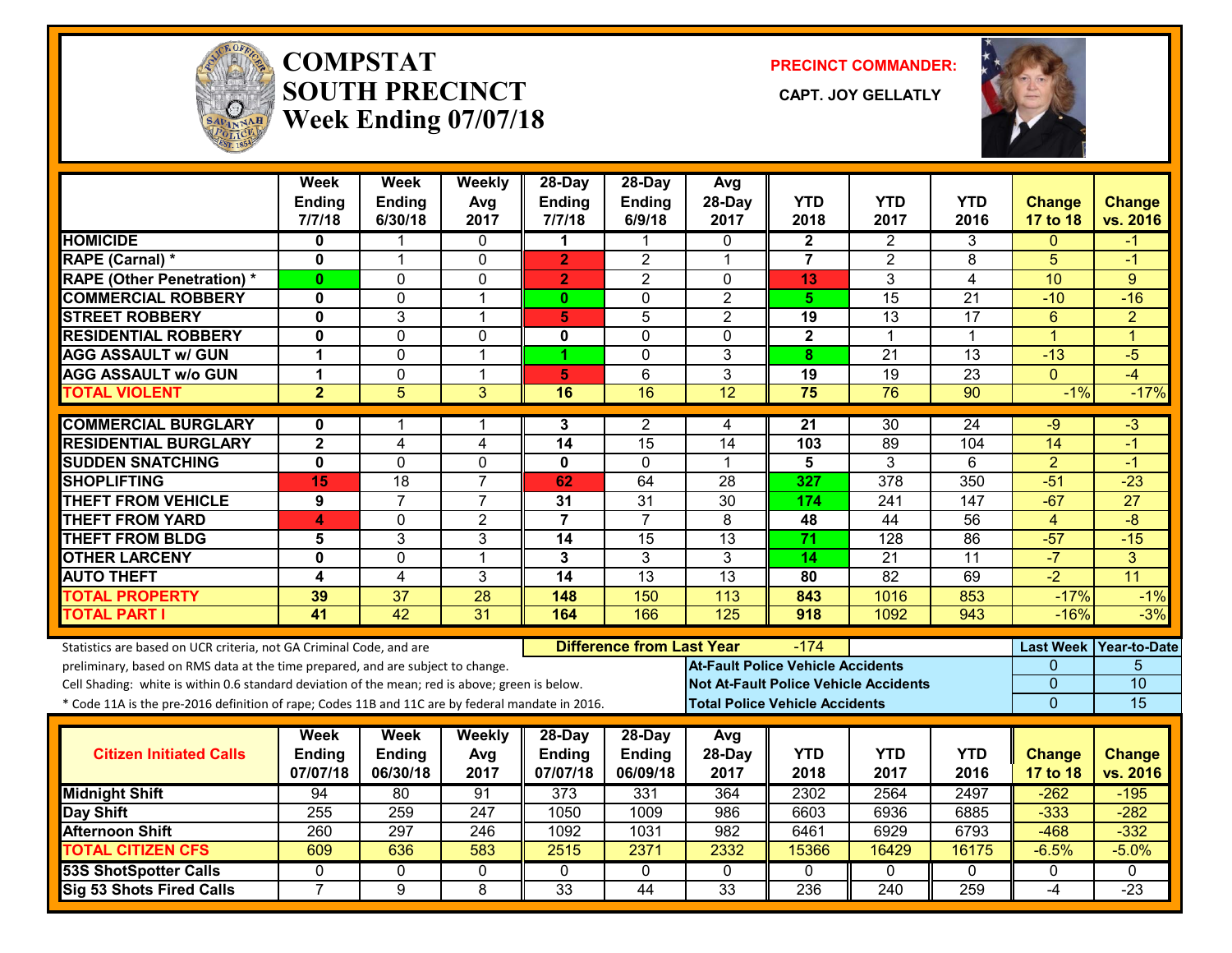# COMPSTAT SOUTH PRECINCT

## Week Ending 07/07/18

**PRECINCT COMMANDER:**

**CAPT. JOY GELLATLY**

| | Week Ending 7/7/18 | Week Ending 6/30/18 | Weekly Avg 2017 | 28-Day Ending 7/7/18 | 28-Day Ending 6/9/18 | Avg 28-Day 2017 | YTD 2018 | YTD 2017 | YTD 2016 | Change 17 to 18 | Change vs. 2016 |
|---|---|---|---|---|---|---|---|---|---|---|---|
| HOMICIDE | 0 | 1 | 0 | 1 | 1 | 0 | 2 | 2 | 3 | 0 | -1 |
| RAPE (Carnal) * | 0 | 1 | 0 | 2 | 2 | 1 | 7 | 2 | 8 | 5 | -1 |
| RAPE (Other Penetration) * | 0 | 0 | 0 | 2 | 2 | 0 | 13 | 3 | 4 | 10 | 9 |
| COMMERCIAL ROBBERY | 0 | 0 | 1 | 0 | 0 | 2 | 5 | 15 | 21 | -10 | -16 |
| STREET ROBBERY | 0 | 3 | 1 | 5 | 5 | 2 | 19 | 13 | 17 | 6 | 2 |
| RESIDENTIAL ROBBERY | 0 | 0 | 0 | 0 | 0 | 0 | 2 | 1 | 1 | 1 | 1 |
| AGG ASSAULT w/ GUN | 1 | 0 | 1 | 1 | 0 | 3 | 8 | 21 | 13 | -13 | -5 |
| AGG ASSAULT w/o GUN | 1 | 0 | 1 | 5 | 6 | 3 | 19 | 19 | 23 | 0 | -4 |
| TOTAL VIOLENT | 2 | 5 | 3 | 16 | 16 | 12 | 75 | 76 | 90 | -1% | -17% |
| COMMERCIAL BURGLARY | 0 | 1 | 1 | 3 | 2 | 4 | 21 | 30 | 24 | -9 | -3 |
| RESIDENTIAL BURGLARY | 2 | 4 | 4 | 14 | 15 | 14 | 103 | 89 | 104 | 14 | -1 |
| SUDDEN SNATCHING | 0 | 0 | 0 | 0 | 0 | 1 | 5 | 3 | 6 | 2 | -1 |
| SHOPLIFTING | 15 | 18 | 7 | 62 | 64 | 28 | 327 | 378 | 350 | -51 | -23 |
| THEFT FROM VEHICLE | 9 | 7 | 7 | 31 | 31 | 30 | 174 | 241 | 147 | -67 | 27 |
| THEFT FROM YARD | 4 | 0 | 2 | 7 | 7 | 8 | 48 | 44 | 56 | 4 | -8 |
| THEFT FROM BLDG | 5 | 3 | 3 | 14 | 15 | 13 | 71 | 128 | 86 | -57 | -15 |
| OTHER LARCENY | 0 | 0 | 1 | 3 | 3 | 3 | 14 | 21 | 11 | -7 | 3 |
| AUTO THEFT | 4 | 4 | 3 | 14 | 13 | 13 | 80 | 82 | 69 | -2 | 11 |
| TOTAL PROPERTY | 39 | 37 | 28 | 148 | 150 | 113 | 843 | 1016 | 853 | -17% | -1% |
| TOTAL PART I | 41 | 42 | 31 | 164 | 166 | 125 | 918 | 1092 | 943 | -16% | -3% |

Statistics are based on UCR criteria, not GA Criminal Code, and are preliminary, based on RMS data at the time prepared, and are subject to change.

Cell Shading: white is within 0.6 standard deviation of the mean; red is above; green is below.

* Code 11A is the pre-2016 definition of rape; Codes 11B and 11C are by federal mandate in 2016.

**Difference from Last Year:** -174

| | Last Week | Year-to-Date |
|---|---|---|
| At-Fault Police Vehicle Accidents | 0 | 5 |
| Not At-Fault Police Vehicle Accidents | 0 | 10 |
| Total Police Vehicle Accidents | 0 | 15 |

| Citizen Initiated Calls | Week Ending 07/07/18 | Week Ending 06/30/18 | Weekly Avg 2017 | 28-Day Ending 07/07/18 | 28-Day Ending 06/09/18 | Avg 28-Day 2017 | YTD 2018 | YTD 2017 | YTD 2016 | Change 17 to 18 | Change vs. 2016 |
|---|---|---|---|---|---|---|---|---|---|---|---|
| Midnight Shift | 94 | 80 | 91 | 373 | 331 | 364 | 2302 | 2564 | 2497 | -262 | -195 |
| Day Shift | 255 | 259 | 247 | 1050 | 1009 | 986 | 6603 | 6936 | 6885 | -333 | -282 |
| Afternoon Shift | 260 | 297 | 246 | 1092 | 1031 | 982 | 6461 | 6929 | 6793 | -468 | -332 |
| TOTAL CITIZEN CFS | 609 | 636 | 583 | 2515 | 2371 | 2332 | 15366 | 16429 | 16175 | -6.5% | -5.0% |
| 53S ShotSpotter Calls | 0 | 0 | 0 | 0 | 0 | 0 | 0 | 0 | 0 | 0 | 0 |
| Sig 53 Shots Fired Calls | 7 | 9 | 8 | 33 | 44 | 33 | 236 | 240 | 259 | -4 | -23 |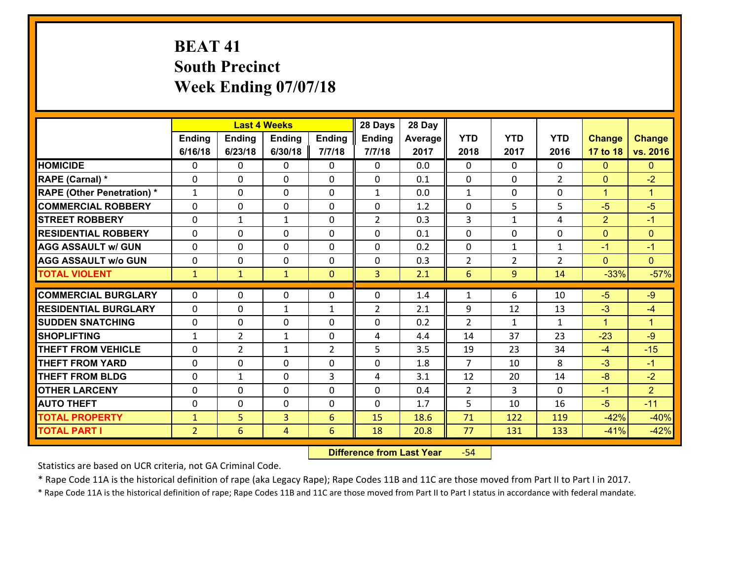# BEAT 41
## South Precinct
## Week Ending 07/07/18

| | Last 4 Weeks | | | | 28 Days | 28 Day | | | | | |
|---|---|---|---|---|---|---|---|---|---|---|---|
| | Ending 6/16/18 | Ending 6/23/18 | Ending 6/30/18 | Ending 7/7/18 | Ending 7/7/18 | Average 2017 | YTD 2018 | YTD 2017 | YTD 2016 | Change 17 to 18 | Change vs. 2016 |
| HOMICIDE | 0 | 0 | 0 | 0 | 0 | 0.0 | 0 | 0 | 0 | 0 | 0 |
| RAPE (Carnal) * | 0 | 0 | 0 | 0 | 0 | 0.1 | 0 | 0 | 2 | 0 | -2 |
| RAPE (Other Penetration) * | 1 | 0 | 0 | 0 | 1 | 0.0 | 1 | 0 | 0 | 1 | 1 |
| COMMERCIAL ROBBERY | 0 | 0 | 0 | 0 | 0 | 1.2 | 0 | 5 | 5 | -5 | -5 |
| STREET ROBBERY | 0 | 1 | 1 | 0 | 2 | 0.3 | 3 | 1 | 4 | 2 | -1 |
| RESIDENTIAL ROBBERY | 0 | 0 | 0 | 0 | 0 | 0.1 | 0 | 0 | 0 | 0 | 0 |
| AGG ASSAULT w/ GUN | 0 | 0 | 0 | 0 | 0 | 0.2 | 0 | 1 | 1 | -1 | -1 |
| AGG ASSAULT w/o GUN | 0 | 0 | 0 | 0 | 0 | 0.3 | 2 | 2 | 2 | 0 | 0 |
| TOTAL VIOLENT | 1 | 1 | 1 | 0 | 3 | 2.1 | 6 | 9 | 14 | -33% | -57% |
| COMMERCIAL BURGLARY | 0 | 0 | 0 | 0 | 0 | 1.4 | 1 | 6 | 10 | -5 | -9 |
| RESIDENTIAL BURGLARY | 0 | 0 | 1 | 1 | 2 | 2.1 | 9 | 12 | 13 | -3 | -4 |
| SUDDEN SNATCHING | 0 | 0 | 0 | 0 | 0 | 0.2 | 2 | 1 | 1 | 1 | 1 |
| SHOPLIFTING | 1 | 2 | 1 | 0 | 4 | 4.4 | 14 | 37 | 23 | -23 | -9 |
| THEFT FROM VEHICLE | 0 | 2 | 1 | 2 | 5 | 3.5 | 19 | 23 | 34 | -4 | -15 |
| THEFT FROM YARD | 0 | 0 | 0 | 0 | 0 | 1.8 | 7 | 10 | 8 | -3 | -1 |
| THEFT FROM BLDG | 0 | 1 | 0 | 3 | 4 | 3.1 | 12 | 20 | 14 | -8 | -2 |
| OTHER LARCENY | 0 | 0 | 0 | 0 | 0 | 0.4 | 2 | 3 | 0 | -1 | 2 |
| AUTO THEFT | 0 | 0 | 0 | 0 | 0 | 1.7 | 5 | 10 | 16 | -5 | -11 |
| TOTAL PROPERTY | 1 | 5 | 3 | 6 | 15 | 18.6 | 71 | 122 | 119 | -42% | -40% |
| TOTAL PART I | 2 | 6 | 4 | 6 | 18 | 20.8 | 77 | 131 | 133 | -41% | -42% |

**Difference from Last Year** -54

Statistics are based on UCR criteria, not GA Criminal Code.

* Rape Code 11A is the historical definition of rape (aka Legacy Rape); Rape Codes 11B and 11C are those moved from Part II to Part I in 2017.

* Rape Code 11A is the historical definition of rape; Rape Codes 11B and 11C are those moved from Part II to Part I status in accordance with federal mandate.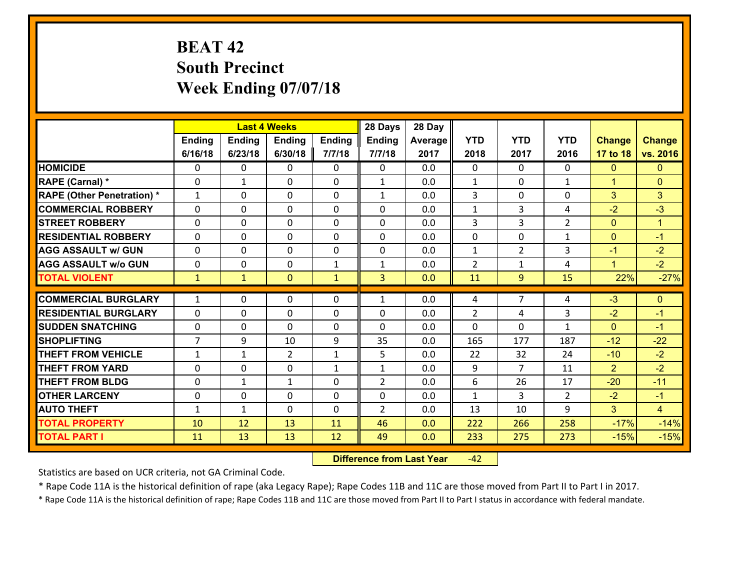# BEAT 42
## South Precinct
## Week Ending 07/07/18

| | Last 4 Weeks | | | | 28 Days | 28 Day | | | | | |
|---|---|---|---|---|---|---|---|---|---|---|---|
| | Ending 6/16/18 | Ending 6/23/18 | Ending 6/30/18 | Ending 7/7/18 | Ending 7/7/18 | Average 2017 | YTD 2018 | YTD 2017 | YTD 2016 | Change 17 to 18 | Change vs. 2016 |
| HOMICIDE | 0 | 0 | 0 | 0 | 0 | 0.0 | 0 | 0 | 0 | 0 | 0 |
| RAPE (Carnal) * | 0 | 1 | 0 | 0 | 1 | 0.0 | 1 | 0 | 1 | 1 | 0 |
| RAPE (Other Penetration) * | 1 | 0 | 0 | 0 | 1 | 0.0 | 3 | 0 | 0 | 3 | 3 |
| COMMERCIAL ROBBERY | 0 | 0 | 0 | 0 | 0 | 0.0 | 1 | 3 | 4 | -2 | -3 |
| STREET ROBBERY | 0 | 0 | 0 | 0 | 0 | 0.0 | 3 | 3 | 2 | 0 | 1 |
| RESIDENTIAL ROBBERY | 0 | 0 | 0 | 0 | 0 | 0.0 | 0 | 0 | 1 | 0 | -1 |
| AGG ASSAULT w/ GUN | 0 | 0 | 0 | 0 | 0 | 0.0 | 1 | 2 | 3 | -1 | -2 |
| AGG ASSAULT w/o GUN | 0 | 0 | 0 | 1 | 1 | 0.0 | 2 | 1 | 4 | 1 | -2 |
| TOTAL VIOLENT | 1 | 1 | 0 | 1 | 3 | 0.0 | 11 | 9 | 15 | 22% | -27% |
| COMMERCIAL BURGLARY | 1 | 0 | 0 | 0 | 1 | 0.0 | 4 | 7 | 4 | -3 | 0 |
| RESIDENTIAL BURGLARY | 0 | 0 | 0 | 0 | 0 | 0.0 | 2 | 4 | 3 | -2 | -1 |
| SUDDEN SNATCHING | 0 | 0 | 0 | 0 | 0 | 0.0 | 0 | 0 | 1 | 0 | -1 |
| SHOPLIFTING | 7 | 9 | 10 | 9 | 35 | 0.0 | 165 | 177 | 187 | -12 | -22 |
| THEFT FROM VEHICLE | 1 | 1 | 2 | 1 | 5 | 0.0 | 22 | 32 | 24 | -10 | -2 |
| THEFT FROM YARD | 0 | 0 | 0 | 1 | 1 | 0.0 | 9 | 7 | 11 | 2 | -2 |
| THEFT FROM BLDG | 0 | 1 | 1 | 0 | 2 | 0.0 | 6 | 26 | 17 | -20 | -11 |
| OTHER LARCENY | 0 | 0 | 0 | 0 | 0 | 0.0 | 1 | 3 | 2 | -2 | -1 |
| AUTO THEFT | 1 | 1 | 0 | 0 | 2 | 0.0 | 13 | 10 | 9 | 3 | 4 |
| TOTAL PROPERTY | 10 | 12 | 13 | 11 | 46 | 0.0 | 222 | 266 | 258 | -17% | -14% |
| TOTAL PART I | 11 | 13 | 13 | 12 | 49 | 0.0 | 233 | 275 | 273 | -15% | -15% |

**Difference from Last Year** -42

Statistics are based on UCR criteria, not GA Criminal Code.

* Rape Code 11A is the historical definition of rape (aka Legacy Rape); Rape Codes 11B and 11C are those moved from Part II to Part I in 2017.

* Rape Code 11A is the historical definition of rape; Rape Codes 11B and 11C are those moved from Part II to Part I status in accordance with federal mandate.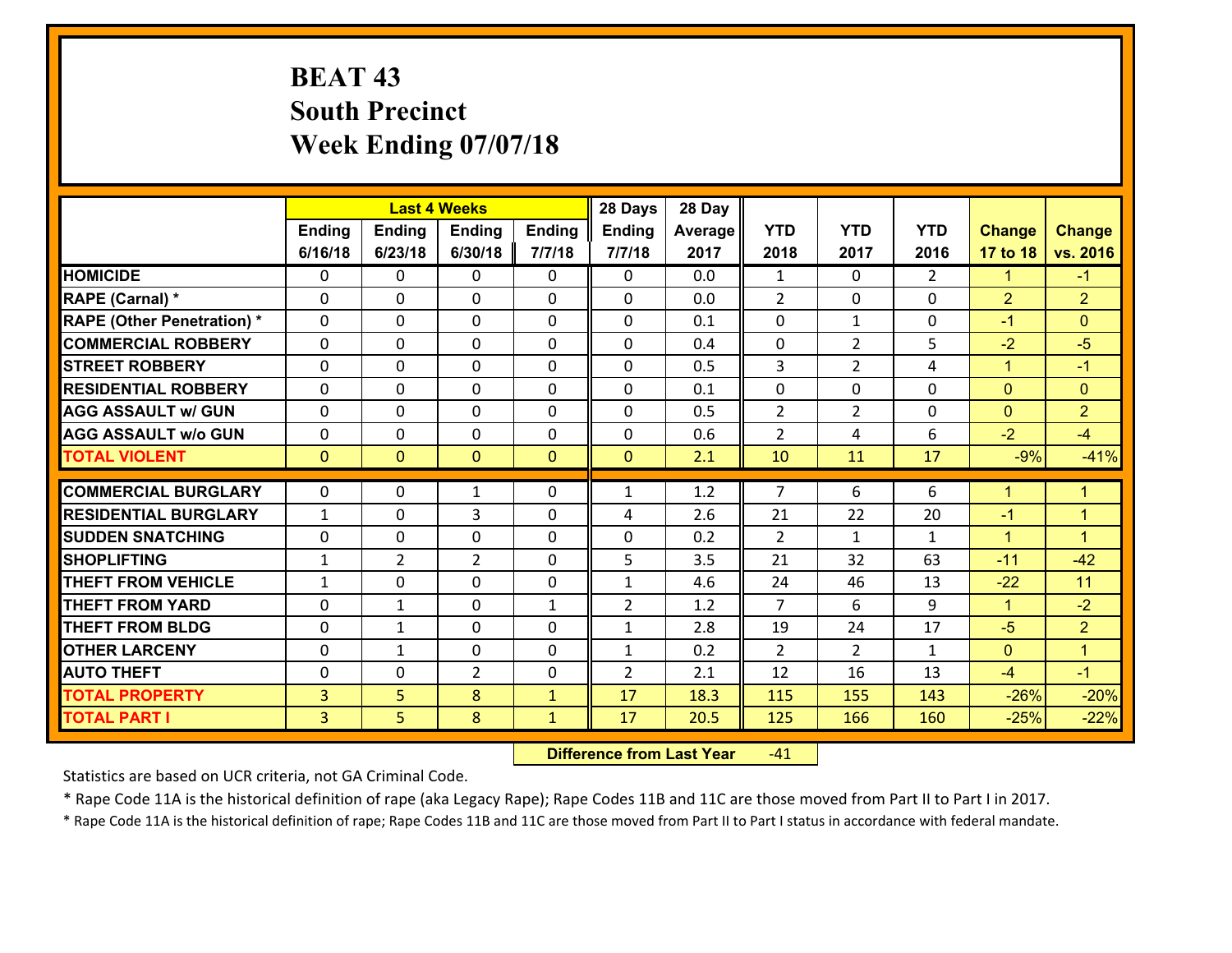# BEAT 43
## South Precinct
## Week Ending 07/07/18

| | Last 4 Weeks | | | | 28 Days | 28 Day | | | | | |
|---|---|---|---|---|---|---|---|---|---|---|---|
| | Ending 6/16/18 | Ending 6/23/18 | Ending 6/30/18 | Ending 7/7/18 | Ending 7/7/18 | Average 2017 | YTD 2018 | YTD 2017 | YTD 2016 | Change 17 to 18 | Change vs. 2016 |
| HOMICIDE | 0 | 0 | 0 | 0 | 0 | 0.0 | 1 | 0 | 2 | 1 | -1 |
| RAPE (Carnal) * | 0 | 0 | 0 | 0 | 0 | 0.0 | 2 | 0 | 0 | 2 | 2 |
| RAPE (Other Penetration) * | 0 | 0 | 0 | 0 | 0 | 0.1 | 0 | 1 | 0 | -1 | 0 |
| COMMERCIAL ROBBERY | 0 | 0 | 0 | 0 | 0 | 0.4 | 0 | 2 | 5 | -2 | -5 |
| STREET ROBBERY | 0 | 0 | 0 | 0 | 0 | 0.5 | 3 | 2 | 4 | 1 | -1 |
| RESIDENTIAL ROBBERY | 0 | 0 | 0 | 0 | 0 | 0.1 | 0 | 0 | 0 | 0 | 0 |
| AGG ASSAULT w/ GUN | 0 | 0 | 0 | 0 | 0 | 0.5 | 2 | 2 | 0 | 0 | 2 |
| AGG ASSAULT w/o GUN | 0 | 0 | 0 | 0 | 0 | 0.6 | 2 | 4 | 6 | -2 | -4 |
| TOTAL VIOLENT | 0 | 0 | 0 | 0 | 0 | 2.1 | 10 | 11 | 17 | -9% | -41% |
| COMMERCIAL BURGLARY | 0 | 0 | 1 | 0 | 1 | 1.2 | 7 | 6 | 6 | 1 | 1 |
| RESIDENTIAL BURGLARY | 1 | 0 | 3 | 0 | 4 | 2.6 | 21 | 22 | 20 | -1 | 1 |
| SUDDEN SNATCHING | 0 | 0 | 0 | 0 | 0 | 0.2 | 2 | 1 | 1 | 1 | 1 |
| SHOPLIFTING | 1 | 2 | 2 | 0 | 5 | 3.5 | 21 | 32 | 63 | -11 | -42 |
| THEFT FROM VEHICLE | 1 | 0 | 0 | 0 | 1 | 4.6 | 24 | 46 | 13 | -22 | 11 |
| THEFT FROM YARD | 0 | 1 | 0 | 1 | 2 | 1.2 | 7 | 6 | 9 | 1 | -2 |
| THEFT FROM BLDG | 0 | 1 | 0 | 0 | 1 | 2.8 | 19 | 24 | 17 | -5 | 2 |
| OTHER LARCENY | 0 | 1 | 0 | 0 | 1 | 0.2 | 2 | 2 | 1 | 0 | 1 |
| AUTO THEFT | 0 | 0 | 2 | 0 | 2 | 2.1 | 12 | 16 | 13 | -4 | -1 |
| TOTAL PROPERTY | 3 | 5 | 8 | 1 | 17 | 18.3 | 115 | 155 | 143 | -26% | -20% |
| TOTAL PART I | 3 | 5 | 8 | 1 | 17 | 20.5 | 125 | 166 | 160 | -25% | -22% |

**Difference from Last Year** -41

Statistics are based on UCR criteria, not GA Criminal Code.

* Rape Code 11A is the historical definition of rape (aka Legacy Rape); Rape Codes 11B and 11C are those moved from Part II to Part I in 2017.

* Rape Code 11A is the historical definition of rape; Rape Codes 11B and 11C are those moved from Part II to Part I status in accordance with federal mandate.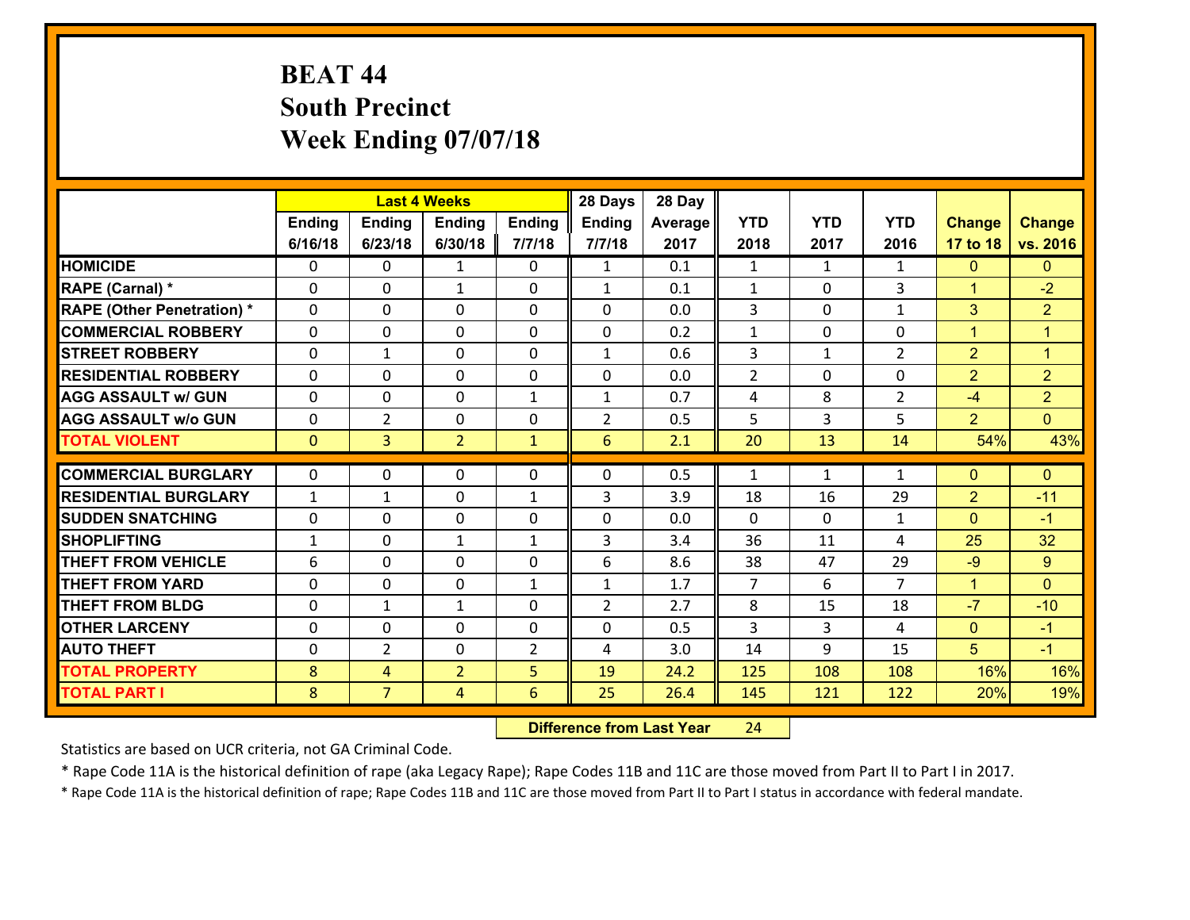# BEAT 44
## South Precinct
## Week Ending 07/07/18

| | Last 4 Weeks | | | | 28 Days | 28 Day | | | | | |
|---|---|---|---|---|---|---|---|---|---|---|---|
| | Ending 6/16/18 | Ending 6/23/18 | Ending 6/30/18 | Ending 7/7/18 | Ending 7/7/18 | Average 2017 | YTD 2018 | YTD 2017 | YTD 2016 | Change 17 to 18 | Change vs. 2016 |
| HOMICIDE | 0 | 0 | 1 | 0 | 1 | 0.1 | 1 | 1 | 1 | 0 | 0 |
| RAPE (Carnal) * | 0 | 0 | 1 | 0 | 1 | 0.1 | 1 | 0 | 3 | 1 | -2 |
| RAPE (Other Penetration) * | 0 | 0 | 0 | 0 | 0 | 0.0 | 3 | 0 | 1 | 3 | 2 |
| COMMERCIAL ROBBERY | 0 | 0 | 0 | 0 | 0 | 0.2 | 1 | 0 | 0 | 1 | 1 |
| STREET ROBBERY | 0 | 1 | 0 | 0 | 1 | 0.6 | 3 | 1 | 2 | 2 | 1 |
| RESIDENTIAL ROBBERY | 0 | 0 | 0 | 0 | 0 | 0.0 | 2 | 0 | 0 | 2 | 2 |
| AGG ASSAULT w/ GUN | 0 | 0 | 0 | 1 | 1 | 0.7 | 4 | 8 | 2 | -4 | 2 |
| AGG ASSAULT w/o GUN | 0 | 2 | 0 | 0 | 2 | 0.5 | 5 | 3 | 5 | 2 | 0 |
| TOTAL VIOLENT | 0 | 3 | 2 | 1 | 6 | 2.1 | 20 | 13 | 14 | 54% | 43% |
| COMMERCIAL BURGLARY | 0 | 0 | 0 | 0 | 0 | 0.5 | 1 | 1 | 1 | 0 | 0 |
| RESIDENTIAL BURGLARY | 1 | 1 | 0 | 1 | 3 | 3.9 | 18 | 16 | 29 | 2 | -11 |
| SUDDEN SNATCHING | 0 | 0 | 0 | 0 | 0 | 0.0 | 0 | 0 | 1 | 0 | -1 |
| SHOPLIFTING | 1 | 0 | 1 | 1 | 3 | 3.4 | 36 | 11 | 4 | 25 | 32 |
| THEFT FROM VEHICLE | 6 | 0 | 0 | 0 | 6 | 8.6 | 38 | 47 | 29 | -9 | 9 |
| THEFT FROM YARD | 0 | 0 | 0 | 1 | 1 | 1.7 | 7 | 6 | 7 | 1 | 0 |
| THEFT FROM BLDG | 0 | 1 | 1 | 0 | 2 | 2.7 | 8 | 15 | 18 | -7 | -10 |
| OTHER LARCENY | 0 | 0 | 0 | 0 | 0 | 0.5 | 3 | 3 | 4 | 0 | -1 |
| AUTO THEFT | 0 | 2 | 0 | 2 | 4 | 3.0 | 14 | 9 | 15 | 5 | -1 |
| TOTAL PROPERTY | 8 | 4 | 2 | 5 | 19 | 24.2 | 125 | 108 | 108 | 16% | 16% |
| TOTAL PART I | 8 | 7 | 4 | 6 | 25 | 26.4 | 145 | 121 | 122 | 20% | 19% |

**Difference from Last Year** 24

Statistics are based on UCR criteria, not GA Criminal Code.

* Rape Code 11A is the historical definition of rape (aka Legacy Rape); Rape Codes 11B and 11C are those moved from Part II to Part I in 2017.

* Rape Code 11A is the historical definition of rape; Rape Codes 11B and 11C are those moved from Part II to Part I status in accordance with federal mandate.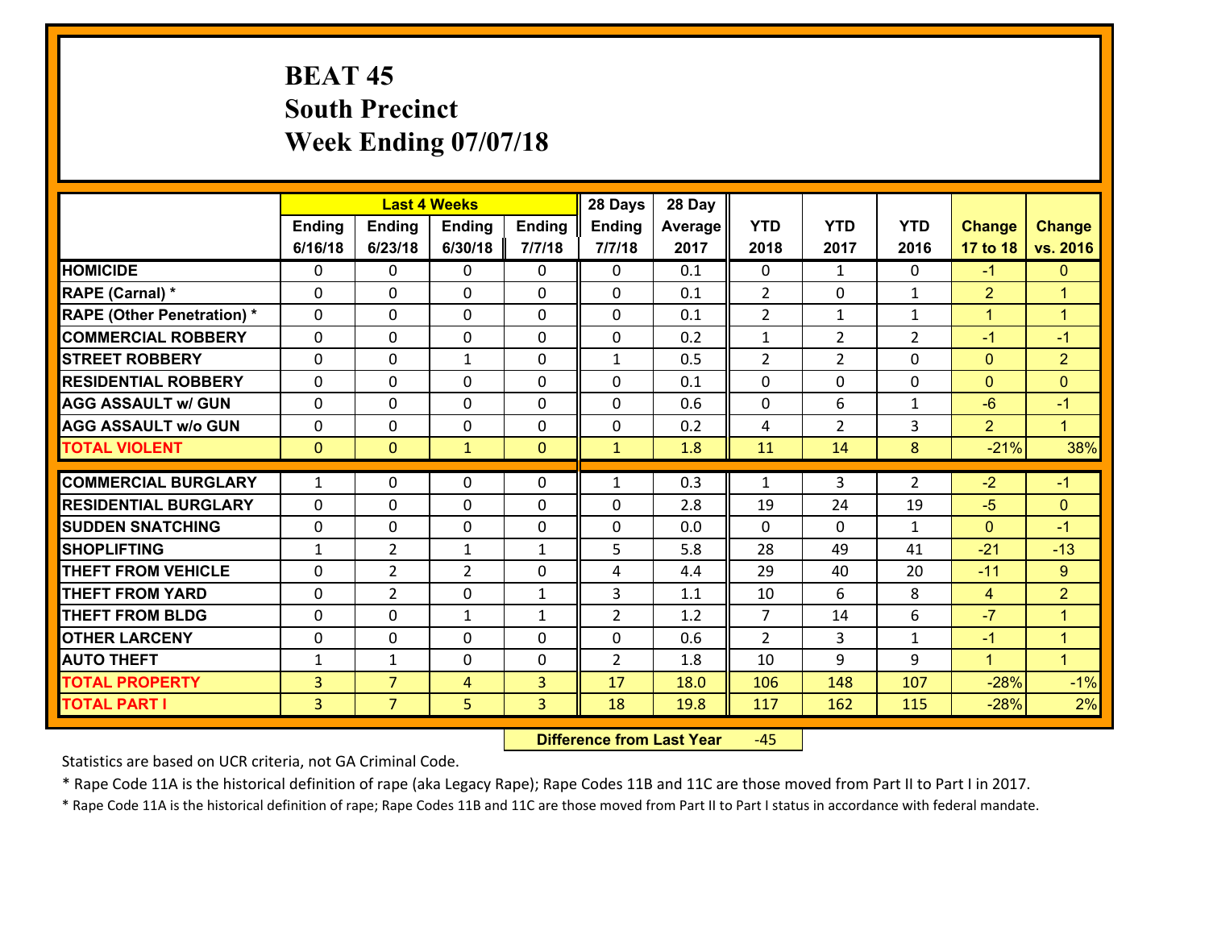# BEAT 45
## South Precinct
## Week Ending 07/07/18

| | Last 4 Weeks | | | | 28 Days | 28 Day | | | | | |
|---|---|---|---|---|---|---|---|---|---|---|---|
| | Ending 6/16/18 | Ending 6/23/18 | Ending 6/30/18 | Ending 7/7/18 | Ending 7/7/18 | Average 2017 | YTD 2018 | YTD 2017 | YTD 2016 | Change 17 to 18 | Change vs. 2016 |
| HOMICIDE | 0 | 0 | 0 | 0 | 0 | 0.1 | 0 | 1 | 0 | -1 | 0 |
| RAPE (Carnal) * | 0 | 0 | 0 | 0 | 0 | 0.1 | 2 | 0 | 1 | 2 | 1 |
| RAPE (Other Penetration) * | 0 | 0 | 0 | 0 | 0 | 0.1 | 2 | 1 | 1 | 1 | 1 |
| COMMERCIAL ROBBERY | 0 | 0 | 0 | 0 | 0 | 0.2 | 1 | 2 | 2 | -1 | -1 |
| STREET ROBBERY | 0 | 0 | 1 | 0 | 1 | 0.5 | 2 | 2 | 0 | 0 | 2 |
| RESIDENTIAL ROBBERY | 0 | 0 | 0 | 0 | 0 | 0.1 | 0 | 0 | 0 | 0 | 0 |
| AGG ASSAULT w/ GUN | 0 | 0 | 0 | 0 | 0 | 0.6 | 0 | 6 | 1 | -6 | -1 |
| AGG ASSAULT w/o GUN | 0 | 0 | 0 | 0 | 0 | 0.2 | 4 | 2 | 3 | 2 | 1 |
| TOTAL VIOLENT | 0 | 0 | 1 | 0 | 1 | 1.8 | 11 | 14 | 8 | -21% | 38% |
| COMMERCIAL BURGLARY | 1 | 0 | 0 | 0 | 1 | 0.3 | 1 | 3 | 2 | -2 | -1 |
| RESIDENTIAL BURGLARY | 0 | 0 | 0 | 0 | 0 | 2.8 | 19 | 24 | 19 | -5 | 0 |
| SUDDEN SNATCHING | 0 | 0 | 0 | 0 | 0 | 0.0 | 0 | 0 | 1 | 0 | -1 |
| SHOPLIFTING | 1 | 2 | 1 | 1 | 5 | 5.8 | 28 | 49 | 41 | -21 | -13 |
| THEFT FROM VEHICLE | 0 | 2 | 2 | 0 | 4 | 4.4 | 29 | 40 | 20 | -11 | 9 |
| THEFT FROM YARD | 0 | 2 | 0 | 1 | 3 | 1.1 | 10 | 6 | 8 | 4 | 2 |
| THEFT FROM BLDG | 0 | 0 | 1 | 1 | 2 | 1.2 | 7 | 14 | 6 | -7 | 1 |
| OTHER LARCENY | 0 | 0 | 0 | 0 | 0 | 0.6 | 2 | 3 | 1 | -1 | 1 |
| AUTO THEFT | 1 | 1 | 0 | 0 | 2 | 1.8 | 10 | 9 | 9 | 1 | 1 |
| TOTAL PROPERTY | 3 | 7 | 4 | 3 | 17 | 18.0 | 106 | 148 | 107 | -28% | -1% |
| TOTAL PART I | 3 | 7 | 5 | 3 | 18 | 19.8 | 117 | 162 | 115 | -28% | 2% |

**Difference from Last Year** -45

Statistics are based on UCR criteria, not GA Criminal Code.

* Rape Code 11A is the historical definition of rape (aka Legacy Rape); Rape Codes 11B and 11C are those moved from Part II to Part I in 2017.

* Rape Code 11A is the historical definition of rape; Rape Codes 11B and 11C are those moved from Part II to Part I status in accordance with federal mandate.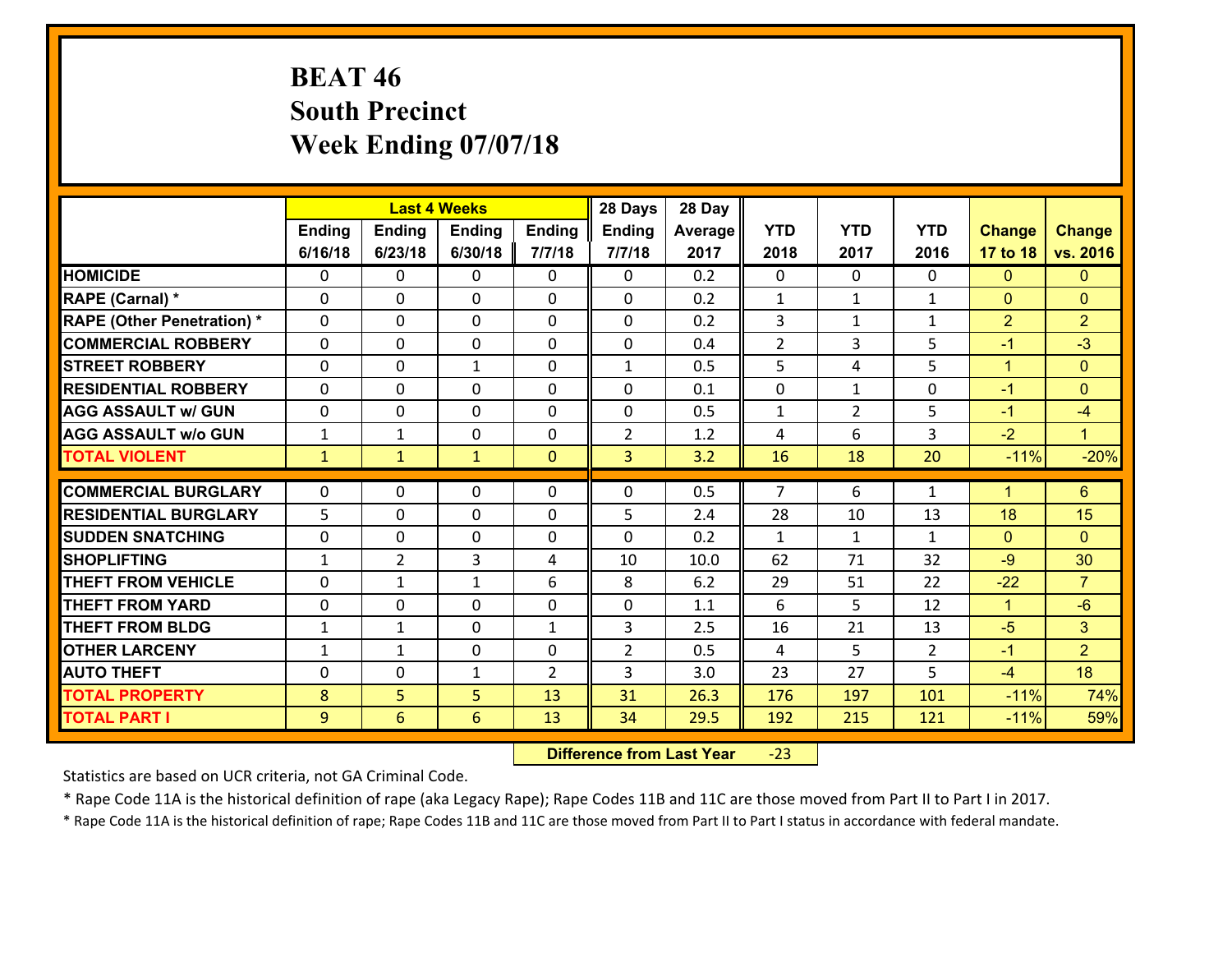# BEAT 46
## South Precinct
## Week Ending 07/07/18

| | Last 4 Weeks | | | | 28 Days | 28 Day | | | | | |
|---|---|---|---|---|---|---|---|---|---|---|---|
| | Ending 6/16/18 | Ending 6/23/18 | Ending 6/30/18 | Ending 7/7/18 | Ending 7/7/18 | Average 2017 | YTD 2018 | YTD 2017 | YTD 2016 | Change 17 to 18 | Change vs. 2016 |
| HOMICIDE | 0 | 0 | 0 | 0 | 0 | 0.2 | 0 | 0 | 0 | 0 | 0 |
| RAPE (Carnal) * | 0 | 0 | 0 | 0 | 0 | 0.2 | 1 | 1 | 1 | 0 | 0 |
| RAPE (Other Penetration) * | 0 | 0 | 0 | 0 | 0 | 0.2 | 3 | 1 | 1 | 2 | 2 |
| COMMERCIAL ROBBERY | 0 | 0 | 0 | 0 | 0 | 0.4 | 2 | 3 | 5 | -1 | -3 |
| STREET ROBBERY | 0 | 0 | 1 | 0 | 1 | 0.5 | 5 | 4 | 5 | 1 | 0 |
| RESIDENTIAL ROBBERY | 0 | 0 | 0 | 0 | 0 | 0.1 | 0 | 1 | 0 | -1 | 0 |
| AGG ASSAULT w/ GUN | 0 | 0 | 0 | 0 | 0 | 0.5 | 1 | 2 | 5 | -1 | -4 |
| AGG ASSAULT w/o GUN | 1 | 1 | 0 | 0 | 2 | 1.2 | 4 | 6 | 3 | -2 | 1 |
| TOTAL VIOLENT | 1 | 1 | 1 | 0 | 3 | 3.2 | 16 | 18 | 20 | -11% | -20% |
| COMMERCIAL BURGLARY | 0 | 0 | 0 | 0 | 0 | 0.5 | 7 | 6 | 1 | 1 | 6 |
| RESIDENTIAL BURGLARY | 5 | 0 | 0 | 0 | 5 | 2.4 | 28 | 10 | 13 | 18 | 15 |
| SUDDEN SNATCHING | 0 | 0 | 0 | 0 | 0 | 0.2 | 1 | 1 | 1 | 0 | 0 |
| SHOPLIFTING | 1 | 2 | 3 | 4 | 10 | 10.0 | 62 | 71 | 32 | -9 | 30 |
| THEFT FROM VEHICLE | 0 | 1 | 1 | 6 | 8 | 6.2 | 29 | 51 | 22 | -22 | 7 |
| THEFT FROM YARD | 0 | 0 | 0 | 0 | 0 | 1.1 | 6 | 5 | 12 | 1 | -6 |
| THEFT FROM BLDG | 1 | 1 | 0 | 1 | 3 | 2.5 | 16 | 21 | 13 | -5 | 3 |
| OTHER LARCENY | 1 | 1 | 0 | 0 | 2 | 0.5 | 4 | 5 | 2 | -1 | 2 |
| AUTO THEFT | 0 | 0 | 1 | 2 | 3 | 3.0 | 23 | 27 | 5 | -4 | 18 |
| TOTAL PROPERTY | 8 | 5 | 5 | 13 | 31 | 26.3 | 176 | 197 | 101 | -11% | 74% |
| TOTAL PART I | 9 | 6 | 6 | 13 | 34 | 29.5 | 192 | 215 | 121 | -11% | 59% |

**Difference from Last Year** -23

Statistics are based on UCR criteria, not GA Criminal Code.

* Rape Code 11A is the historical definition of rape (aka Legacy Rape); Rape Codes 11B and 11C are those moved from Part II to Part I in 2017.

* Rape Code 11A is the historical definition of rape; Rape Codes 11B and 11C are those moved from Part II to Part I status in accordance with federal mandate.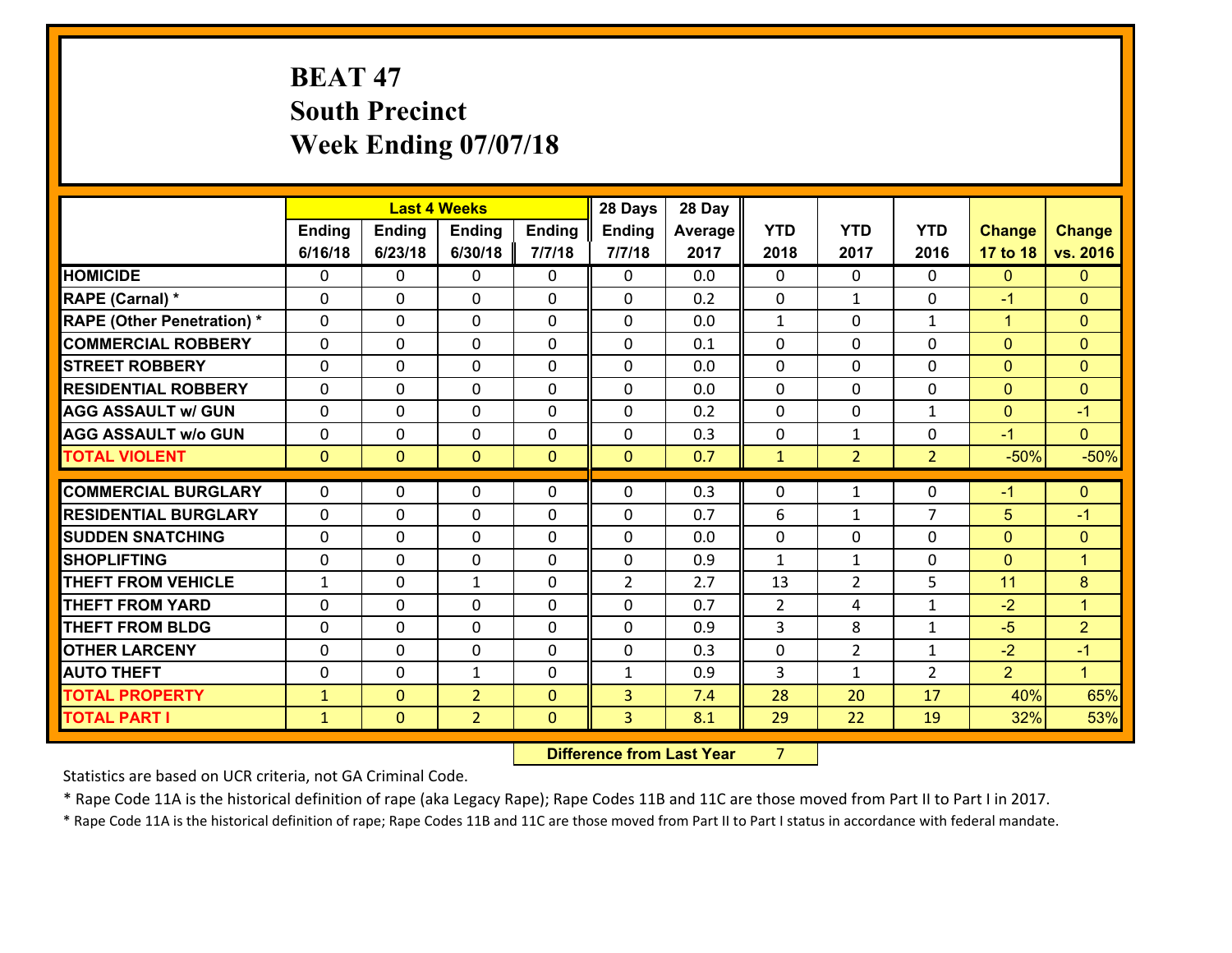# BEAT 47
## South Precinct
## Week Ending 07/07/18

| | Last 4 Weeks | | | | 28 Days | 28 Day | | | | | |
|---|---|---|---|---|---|---|---|---|---|---|---|
| | Ending 6/16/18 | Ending 6/23/18 | Ending 6/30/18 | Ending 7/7/18 | Ending 7/7/18 | Average 2017 | YTD 2018 | YTD 2017 | YTD 2016 | Change 17 to 18 | Change vs. 2016 |
| HOMICIDE | 0 | 0 | 0 | 0 | 0 | 0.0 | 0 | 0 | 0 | 0 | 0 |
| RAPE (Carnal) * | 0 | 0 | 0 | 0 | 0 | 0.2 | 0 | 1 | 0 | -1 | 0 |
| RAPE (Other Penetration) * | 0 | 0 | 0 | 0 | 0 | 0.0 | 1 | 0 | 1 | 1 | 0 |
| COMMERCIAL ROBBERY | 0 | 0 | 0 | 0 | 0 | 0.1 | 0 | 0 | 0 | 0 | 0 |
| STREET ROBBERY | 0 | 0 | 0 | 0 | 0 | 0.0 | 0 | 0 | 0 | 0 | 0 |
| RESIDENTIAL ROBBERY | 0 | 0 | 0 | 0 | 0 | 0.0 | 0 | 0 | 0 | 0 | 0 |
| AGG ASSAULT w/ GUN | 0 | 0 | 0 | 0 | 0 | 0.2 | 0 | 0 | 1 | 0 | -1 |
| AGG ASSAULT w/o GUN | 0 | 0 | 0 | 0 | 0 | 0.3 | 0 | 1 | 0 | -1 | 0 |
| TOTAL VIOLENT | 0 | 0 | 0 | 0 | 0 | 0.7 | 1 | 2 | 2 | -50% | -50% |
| COMMERCIAL BURGLARY | 0 | 0 | 0 | 0 | 0 | 0.3 | 0 | 1 | 0 | -1 | 0 |
| RESIDENTIAL BURGLARY | 0 | 0 | 0 | 0 | 0 | 0.7 | 6 | 1 | 7 | 5 | -1 |
| SUDDEN SNATCHING | 0 | 0 | 0 | 0 | 0 | 0.0 | 0 | 0 | 0 | 0 | 0 |
| SHOPLIFTING | 0 | 0 | 0 | 0 | 0 | 0.9 | 1 | 1 | 0 | 0 | 1 |
| THEFT FROM VEHICLE | 1 | 0 | 1 | 0 | 2 | 2.7 | 13 | 2 | 5 | 11 | 8 |
| THEFT FROM YARD | 0 | 0 | 0 | 0 | 0 | 0.7 | 2 | 4 | 1 | -2 | 1 |
| THEFT FROM BLDG | 0 | 0 | 0 | 0 | 0 | 0.9 | 3 | 8 | 1 | -5 | 2 |
| OTHER LARCENY | 0 | 0 | 0 | 0 | 0 | 0.3 | 0 | 2 | 1 | -2 | -1 |
| AUTO THEFT | 0 | 0 | 1 | 0 | 1 | 0.9 | 3 | 1 | 2 | 2 | 1 |
| TOTAL PROPERTY | 1 | 0 | 2 | 0 | 3 | 7.4 | 28 | 20 | 17 | 40% | 65% |
| TOTAL PART I | 1 | 0 | 2 | 0 | 3 | 8.1 | 29 | 22 | 19 | 32% | 53% |

**Difference from Last Year** 7

Statistics are based on UCR criteria, not GA Criminal Code.

* Rape Code 11A is the historical definition of rape (aka Legacy Rape); Rape Codes 11B and 11C are those moved from Part II to Part I in 2017.

* Rape Code 11A is the historical definition of rape; Rape Codes 11B and 11C are those moved from Part II to Part I status in accordance with federal mandate.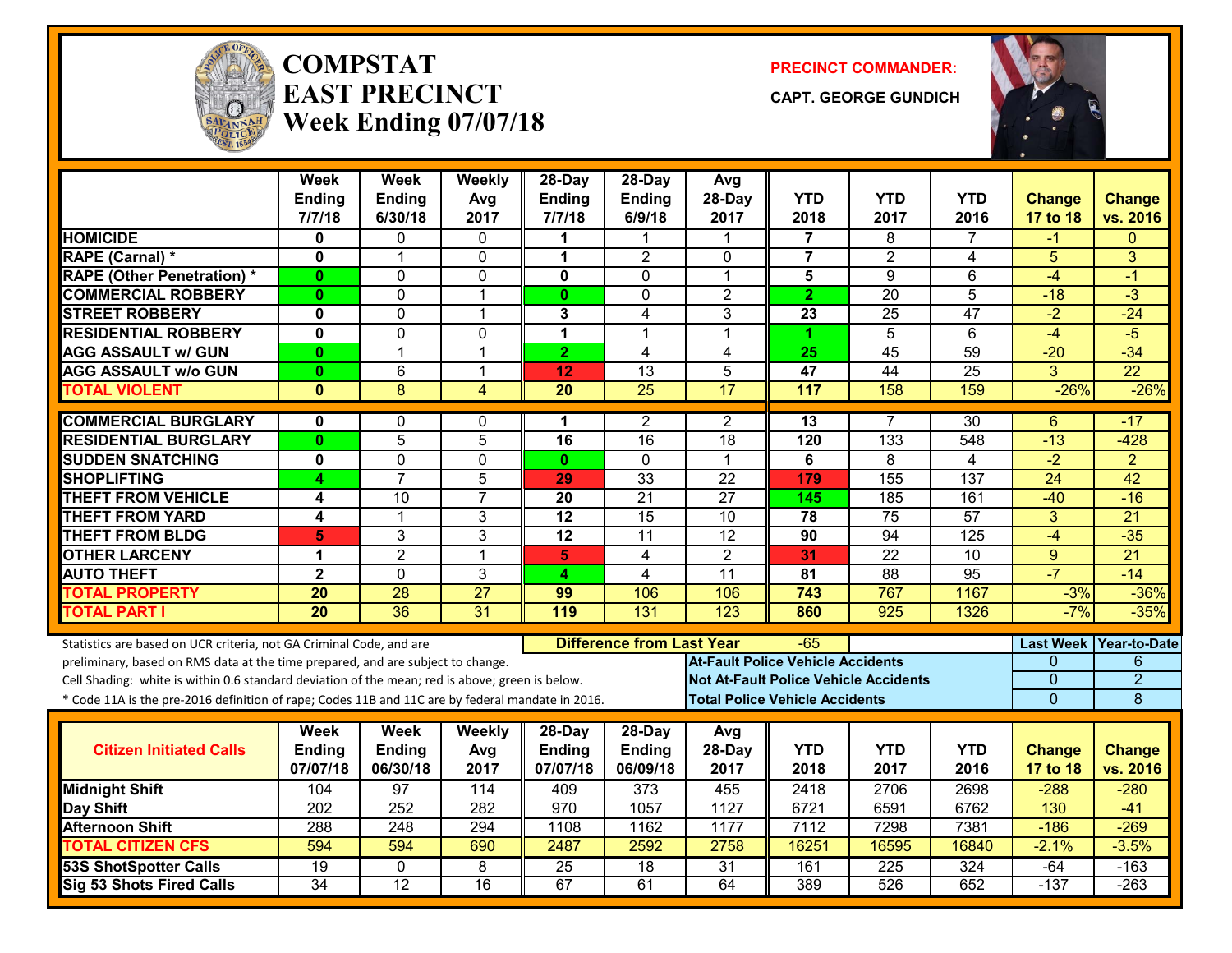# COMPSTAT EAST PRECINCT
## Week Ending 07/07/18

**PRECINCT COMMANDER:**
**CAPT. GEORGE GUNDICH**

| | Week Ending 7/7/18 | Week Ending 6/30/18 | Weekly Avg 2017 | 28-Day Ending 7/7/18 | 28-Day Ending 6/9/18 | Avg 28-Day 2017 | YTD 2018 | YTD 2017 | YTD 2016 | Change 17 to 18 | Change vs. 2016 |
|---|---|---|---|---|---|---|---|---|---|---|---|
| HOMICIDE | 0 | 0 | 0 | 1 | 1 | 1 | 7 | 8 | 7 | -1 | 0 |
| RAPE (Carnal) * | 0 | 1 | 0 | 1 | 2 | 0 | 7 | 2 | 4 | 5 | 3 |
| RAPE (Other Penetration) * | 0 | 0 | 0 | 0 | 0 | 1 | 5 | 9 | 6 | -4 | -1 |
| COMMERCIAL ROBBERY | 0 | 0 | 1 | 0 | 0 | 2 | 2 | 20 | 5 | -18 | -3 |
| STREET ROBBERY | 0 | 0 | 1 | 3 | 4 | 3 | 23 | 25 | 47 | -2 | -24 |
| RESIDENTIAL ROBBERY | 0 | 0 | 0 | 1 | 1 | 1 | 1 | 5 | 6 | -4 | -5 |
| AGG ASSAULT w/ GUN | 0 | 1 | 1 | 2 | 4 | 4 | 25 | 45 | 59 | -20 | -34 |
| AGG ASSAULT w/o GUN | 0 | 6 | 1 | 12 | 13 | 5 | 47 | 44 | 25 | 3 | 22 |
| TOTAL VIOLENT | 0 | 8 | 4 | 20 | 25 | 17 | 117 | 158 | 159 | -26% | -26% |
| COMMERCIAL BURGLARY | 0 | 0 | 0 | 1 | 2 | 2 | 13 | 7 | 30 | 6 | -17 |
| RESIDENTIAL BURGLARY | 0 | 5 | 5 | 16 | 16 | 18 | 120 | 133 | 548 | -13 | -428 |
| SUDDEN SNATCHING | 0 | 0 | 0 | 0 | 0 | 1 | 6 | 8 | 4 | -2 | 2 |
| SHOPLIFTING | 4 | 7 | 5 | 29 | 33 | 22 | 179 | 155 | 137 | 24 | 42 |
| THEFT FROM VEHICLE | 4 | 10 | 7 | 20 | 21 | 27 | 145 | 185 | 161 | -40 | -16 |
| THEFT FROM YARD | 4 | 1 | 3 | 12 | 15 | 10 | 78 | 75 | 57 | 3 | 21 |
| THEFT FROM BLDG | 5 | 3 | 3 | 12 | 11 | 12 | 90 | 94 | 125 | -4 | -35 |
| OTHER LARCENY | 1 | 2 | 1 | 5 | 4 | 2 | 31 | 22 | 10 | 9 | 21 |
| AUTO THEFT | 2 | 0 | 3 | 4 | 4 | 11 | 81 | 88 | 95 | -7 | -14 |
| TOTAL PROPERTY | 20 | 28 | 27 | 99 | 106 | 106 | 743 | 767 | 1167 | -3% | -36% |
| TOTAL PART I | 20 | 36 | 31 | 119 | 131 | 123 | 860 | 925 | 1326 | -7% | -35% |

Statistics are based on UCR criteria, not GA Criminal Code, and are preliminary, based on RMS data at the time prepared, and are subject to change.
Cell Shading: white is within 0.6 standard deviation of the mean; red is above; green is below.
* Code 11A is the pre-2016 definition of rape; Codes 11B and 11C are by federal mandate in 2016.

**Difference from Last Year:** -65

| | Last Week | Year-to-Date |
|---|---|---|
| At-Fault Police Vehicle Accidents | 0 | 6 |
| Not At-Fault Police Vehicle Accidents | 0 | 2 |
| Total Police Vehicle Accidents | 0 | 8 |

| Citizen Initiated Calls | Week Ending 07/07/18 | Week Ending 06/30/18 | Weekly Avg 2017 | 28-Day Ending 07/07/18 | 28-Day Ending 06/09/18 | Avg 28-Day 2017 | YTD 2018 | YTD 2017 | YTD 2016 | Change 17 to 18 | Change vs. 2016 |
|---|---|---|---|---|---|---|---|---|---|---|---|
| Midnight Shift | 104 | 97 | 114 | 409 | 373 | 455 | 2418 | 2706 | 2698 | -288 | -280 |
| Day Shift | 202 | 252 | 282 | 970 | 1057 | 1127 | 6721 | 6591 | 6762 | 130 | -41 |
| Afternoon Shift | 288 | 248 | 294 | 1108 | 1162 | 1177 | 7112 | 7298 | 7381 | -186 | -269 |
| TOTAL CITIZEN CFS | 594 | 594 | 690 | 2487 | 2592 | 2758 | 16251 | 16595 | 16840 | -2.1% | -3.5% |
| 53S ShotSpotter Calls | 19 | 0 | 8 | 25 | 18 | 31 | 161 | 225 | 324 | -64 | -163 |
| Sig 53 Shots Fired Calls | 34 | 12 | 16 | 67 | 61 | 64 | 389 | 526 | 652 | -137 | -263 |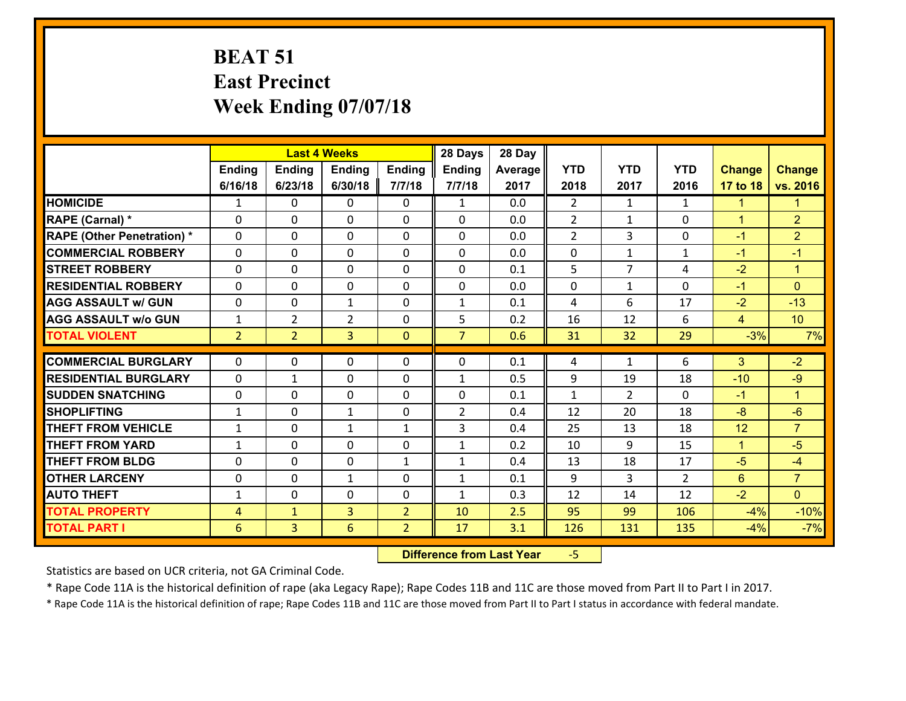# BEAT 51
## East Precinct
## Week Ending 07/07/18

| | Last 4 Weeks | | | | 28 Days | 28 Day | | | | | |
|---|---|---|---|---|---|---|---|---|---|---|---|
| | Ending 6/16/18 | Ending 6/23/18 | Ending 6/30/18 | Ending 7/7/18 | Ending 7/7/18 | Average 2017 | YTD 2018 | YTD 2017 | YTD 2016 | Change 17 to 18 | Change vs. 2016 |
| HOMICIDE | 1 | 0 | 0 | 0 | 1 | 0.0 | 2 | 1 | 1 | 1 | 1 |
| RAPE (Carnal) * | 0 | 0 | 0 | 0 | 0 | 0.0 | 2 | 1 | 0 | 1 | 2 |
| RAPE (Other Penetration) * | 0 | 0 | 0 | 0 | 0 | 0.0 | 2 | 3 | 0 | -1 | 2 |
| COMMERCIAL ROBBERY | 0 | 0 | 0 | 0 | 0 | 0.0 | 0 | 1 | 1 | -1 | -1 |
| STREET ROBBERY | 0 | 0 | 0 | 0 | 0 | 0.1 | 5 | 7 | 4 | -2 | 1 |
| RESIDENTIAL ROBBERY | 0 | 0 | 0 | 0 | 0 | 0.0 | 0 | 1 | 0 | -1 | 0 |
| AGG ASSAULT w/ GUN | 0 | 0 | 1 | 0 | 1 | 0.1 | 4 | 6 | 17 | -2 | -13 |
| AGG ASSAULT w/o GUN | 1 | 2 | 2 | 0 | 5 | 0.2 | 16 | 12 | 6 | 4 | 10 |
| TOTAL VIOLENT | 2 | 2 | 3 | 0 | 7 | 0.6 | 31 | 32 | 29 | -3% | 7% |
| COMMERCIAL BURGLARY | 0 | 0 | 0 | 0 | 0 | 0.1 | 4 | 1 | 6 | 3 | -2 |
| RESIDENTIAL BURGLARY | 0 | 1 | 0 | 0 | 1 | 0.5 | 9 | 19 | 18 | -10 | -9 |
| SUDDEN SNATCHING | 0 | 0 | 0 | 0 | 0 | 0.1 | 1 | 2 | 0 | -1 | 1 |
| SHOPLIFTING | 1 | 0 | 1 | 0 | 2 | 0.4 | 12 | 20 | 18 | -8 | -6 |
| THEFT FROM VEHICLE | 1 | 0 | 1 | 1 | 3 | 0.4 | 25 | 13 | 18 | 12 | 7 |
| THEFT FROM YARD | 1 | 0 | 0 | 0 | 1 | 0.2 | 10 | 9 | 15 | 1 | -5 |
| THEFT FROM BLDG | 0 | 0 | 0 | 1 | 1 | 0.4 | 13 | 18 | 17 | -5 | -4 |
| OTHER LARCENY | 0 | 0 | 1 | 0 | 1 | 0.1 | 9 | 3 | 2 | 6 | 7 |
| AUTO THEFT | 1 | 0 | 0 | 0 | 1 | 0.3 | 12 | 14 | 12 | -2 | 0 |
| TOTAL PROPERTY | 4 | 1 | 3 | 2 | 10 | 2.5 | 95 | 99 | 106 | -4% | -10% |
| TOTAL PART I | 6 | 3 | 6 | 2 | 17 | 3.1 | 126 | 131 | 135 | -4% | -7% |

**Difference from Last Year** -5

Statistics are based on UCR criteria, not GA Criminal Code.

* Rape Code 11A is the historical definition of rape (aka Legacy Rape); Rape Codes 11B and 11C are those moved from Part II to Part I in 2017.

* Rape Code 11A is the historical definition of rape; Rape Codes 11B and 11C are those moved from Part II to Part I status in accordance with federal mandate.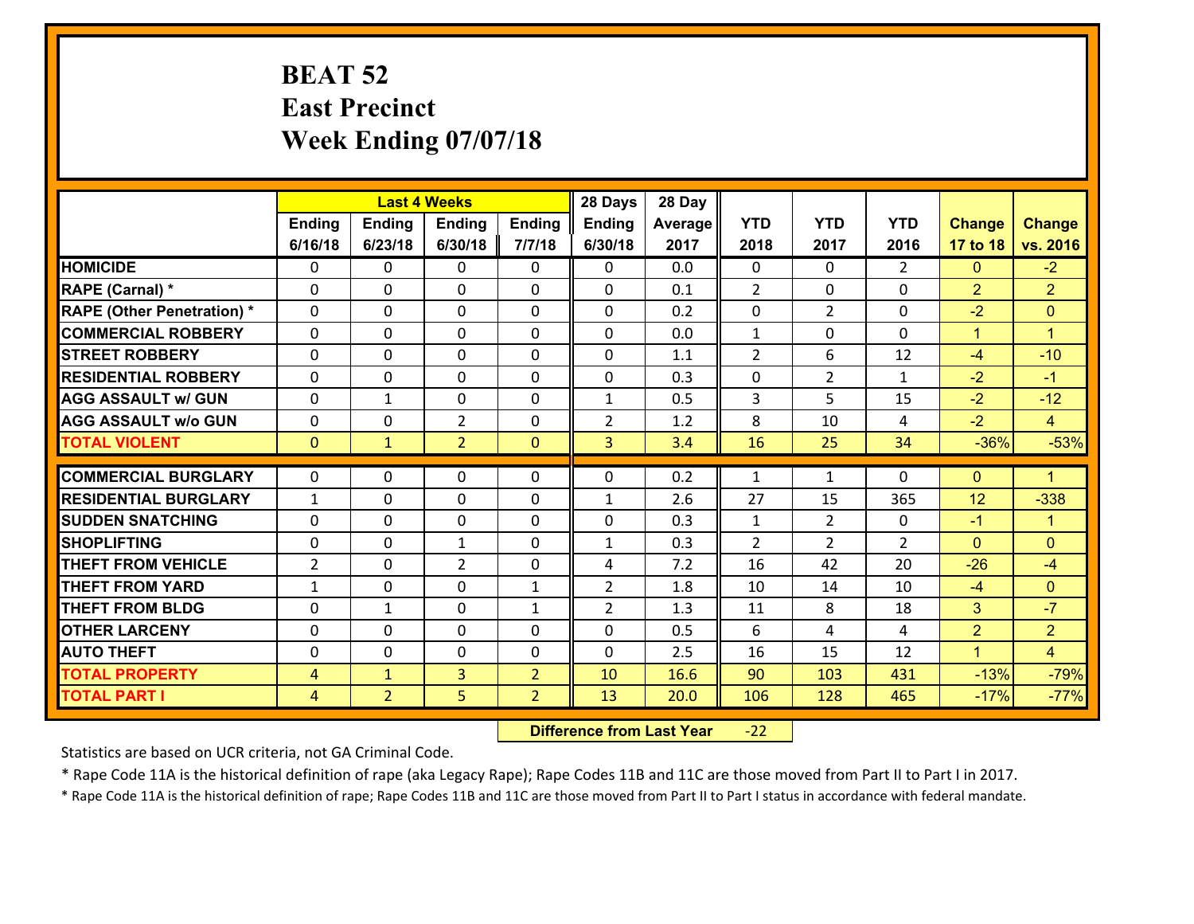# BEAT 52
## East Precinct
## Week Ending 07/07/18

| | Last 4 Weeks | | | | 28 Days | 28 Day | | | | | |
|---|---|---|---|---|---|---|---|---|---|---|---|
| | Ending 6/16/18 | Ending 6/23/18 | Ending 6/30/18 | Ending 7/7/18 | Ending 6/30/18 | Average 2017 | YTD 2018 | YTD 2017 | YTD 2016 | Change 17 to 18 | Change vs. 2016 |
| HOMICIDE | 0 | 0 | 0 | 0 | 0 | 0.0 | 0 | 0 | 2 | 0 | -2 |
| RAPE (Carnal) * | 0 | 0 | 0 | 0 | 0 | 0.1 | 2 | 0 | 0 | 2 | 2 |
| RAPE (Other Penetration) * | 0 | 0 | 0 | 0 | 0 | 0.2 | 0 | 2 | 0 | -2 | 0 |
| COMMERCIAL ROBBERY | 0 | 0 | 0 | 0 | 0 | 0.0 | 1 | 0 | 0 | 1 | 1 |
| STREET ROBBERY | 0 | 0 | 0 | 0 | 0 | 1.1 | 2 | 6 | 12 | -4 | -10 |
| RESIDENTIAL ROBBERY | 0 | 0 | 0 | 0 | 0 | 0.3 | 0 | 2 | 1 | -2 | -1 |
| AGG ASSAULT w/ GUN | 0 | 1 | 0 | 0 | 1 | 0.5 | 3 | 5 | 15 | -2 | -12 |
| AGG ASSAULT w/o GUN | 0 | 0 | 2 | 0 | 2 | 1.2 | 8 | 10 | 4 | -2 | 4 |
| TOTAL VIOLENT | 0 | 1 | 2 | 0 | 3 | 3.4 | 16 | 25 | 34 | -36% | -53% |
| COMMERCIAL BURGLARY | 0 | 0 | 0 | 0 | 0 | 0.2 | 1 | 1 | 0 | 0 | 1 |
| RESIDENTIAL BURGLARY | 1 | 0 | 0 | 0 | 1 | 2.6 | 27 | 15 | 365 | 12 | -338 |
| SUDDEN SNATCHING | 0 | 0 | 0 | 0 | 0 | 0.3 | 1 | 2 | 0 | -1 | 1 |
| SHOPLIFTING | 0 | 0 | 1 | 0 | 1 | 0.3 | 2 | 2 | 2 | 0 | 0 |
| THEFT FROM VEHICLE | 2 | 0 | 2 | 0 | 4 | 7.2 | 16 | 42 | 20 | -26 | -4 |
| THEFT FROM YARD | 1 | 0 | 0 | 1 | 2 | 1.8 | 10 | 14 | 10 | -4 | 0 |
| THEFT FROM BLDG | 0 | 1 | 0 | 1 | 2 | 1.3 | 11 | 8 | 18 | 3 | -7 |
| OTHER LARCENY | 0 | 0 | 0 | 0 | 0 | 0.5 | 6 | 4 | 4 | 2 | 2 |
| AUTO THEFT | 0 | 0 | 0 | 0 | 0 | 2.5 | 16 | 15 | 12 | 1 | 4 |
| TOTAL PROPERTY | 4 | 1 | 3 | 2 | 10 | 16.6 | 90 | 103 | 431 | -13% | -79% |
| TOTAL PART I | 4 | 2 | 5 | 2 | 13 | 20.0 | 106 | 128 | 465 | -17% | -77% |

**Difference from Last Year** -22

Statistics are based on UCR criteria, not GA Criminal Code.

* Rape Code 11A is the historical definition of rape (aka Legacy Rape); Rape Codes 11B and 11C are those moved from Part II to Part I in 2017.

* Rape Code 11A is the historical definition of rape; Rape Codes 11B and 11C are those moved from Part II to Part I status in accordance with federal mandate.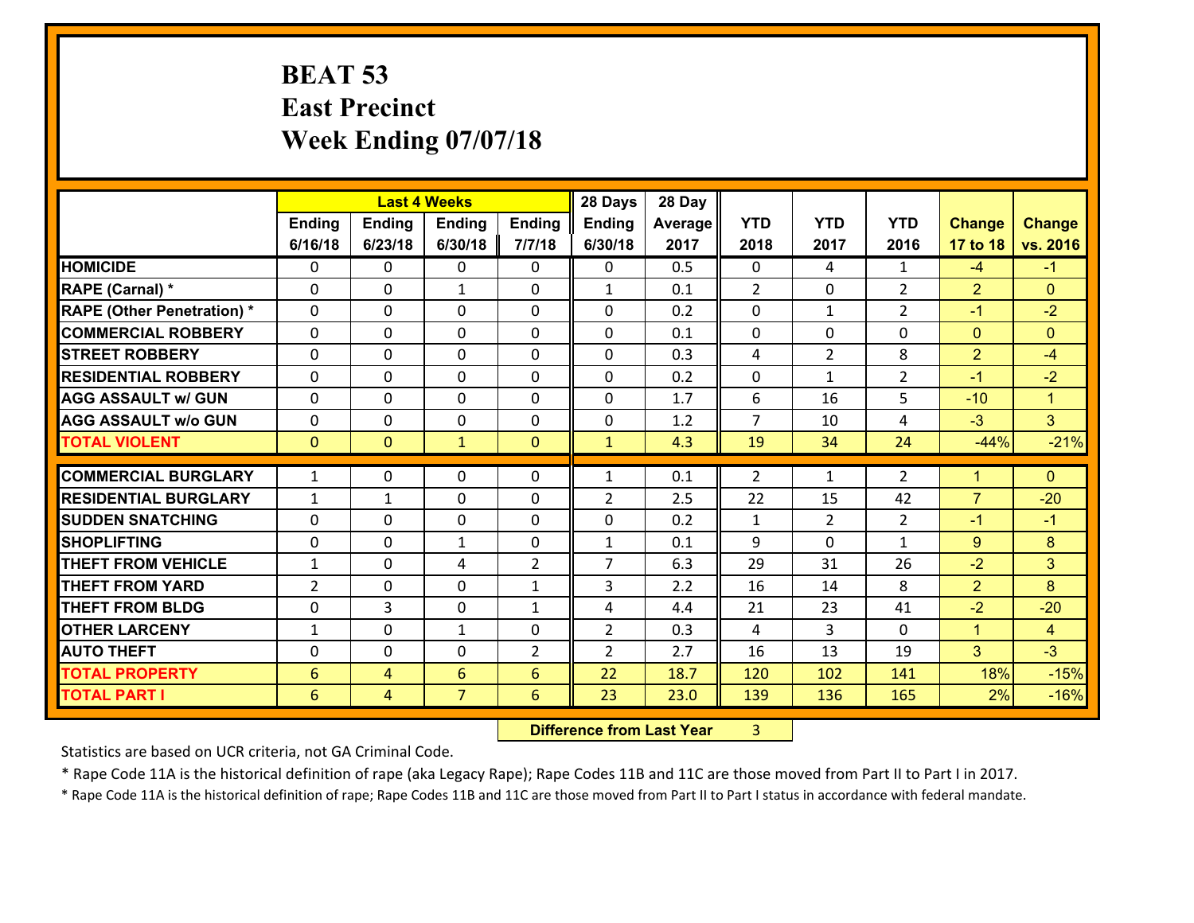# BEAT 53
## East Precinct
## Week Ending 07/07/18

| | Last 4 Weeks | | | | 28 Days | 28 Day | | | | | |
|---|---|---|---|---|---|---|---|---|---|---|---|
| | Ending 6/16/18 | Ending 6/23/18 | Ending 6/30/18 | Ending 7/7/18 | Ending 6/30/18 | Average 2017 | YTD 2018 | YTD 2017 | YTD 2016 | Change 17 to 18 | Change vs. 2016 |
| HOMICIDE | 0 | 0 | 0 | 0 | 0 | 0.5 | 0 | 4 | 1 | -4 | -1 |
| RAPE (Carnal) * | 0 | 0 | 1 | 0 | 1 | 0.1 | 2 | 0 | 2 | 2 | 0 |
| RAPE (Other Penetration) * | 0 | 0 | 0 | 0 | 0 | 0.2 | 0 | 1 | 2 | -1 | -2 |
| COMMERCIAL ROBBERY | 0 | 0 | 0 | 0 | 0 | 0.1 | 0 | 0 | 0 | 0 | 0 |
| STREET ROBBERY | 0 | 0 | 0 | 0 | 0 | 0.3 | 4 | 2 | 8 | 2 | -4 |
| RESIDENTIAL ROBBERY | 0 | 0 | 0 | 0 | 0 | 0.2 | 0 | 1 | 2 | -1 | -2 |
| AGG ASSAULT w/ GUN | 0 | 0 | 0 | 0 | 0 | 1.7 | 6 | 16 | 5 | -10 | 1 |
| AGG ASSAULT w/o GUN | 0 | 0 | 0 | 0 | 0 | 1.2 | 7 | 10 | 4 | -3 | 3 |
| TOTAL VIOLENT | 0 | 0 | 1 | 0 | 1 | 4.3 | 19 | 34 | 24 | -44% | -21% |
| COMMERCIAL BURGLARY | 1 | 0 | 0 | 0 | 1 | 0.1 | 2 | 1 | 2 | 1 | 0 |
| RESIDENTIAL BURGLARY | 1 | 1 | 0 | 0 | 2 | 2.5 | 22 | 15 | 42 | 7 | -20 |
| SUDDEN SNATCHING | 0 | 0 | 0 | 0 | 0 | 0.2 | 1 | 2 | 2 | -1 | -1 |
| SHOPLIFTING | 0 | 0 | 1 | 0 | 1 | 0.1 | 9 | 0 | 1 | 9 | 8 |
| THEFT FROM VEHICLE | 1 | 0 | 4 | 2 | 7 | 6.3 | 29 | 31 | 26 | -2 | 3 |
| THEFT FROM YARD | 2 | 0 | 0 | 1 | 3 | 2.2 | 16 | 14 | 8 | 2 | 8 |
| THEFT FROM BLDG | 0 | 3 | 0 | 1 | 4 | 4.4 | 21 | 23 | 41 | -2 | -20 |
| OTHER LARCENY | 1 | 0 | 1 | 0 | 2 | 0.3 | 4 | 3 | 0 | 1 | 4 |
| AUTO THEFT | 0 | 0 | 0 | 2 | 2 | 2.7 | 16 | 13 | 19 | 3 | -3 |
| TOTAL PROPERTY | 6 | 4 | 6 | 6 | 22 | 18.7 | 120 | 102 | 141 | 18% | -15% |
| TOTAL PART I | 6 | 4 | 7 | 6 | 23 | 23.0 | 139 | 136 | 165 | 2% | -16% |

**Difference from Last Year** 3

Statistics are based on UCR criteria, not GA Criminal Code.

* Rape Code 11A is the historical definition of rape (aka Legacy Rape); Rape Codes 11B and 11C are those moved from Part II to Part I in 2017.

* Rape Code 11A is the historical definition of rape; Rape Codes 11B and 11C are those moved from Part II to Part I status in accordance with federal mandate.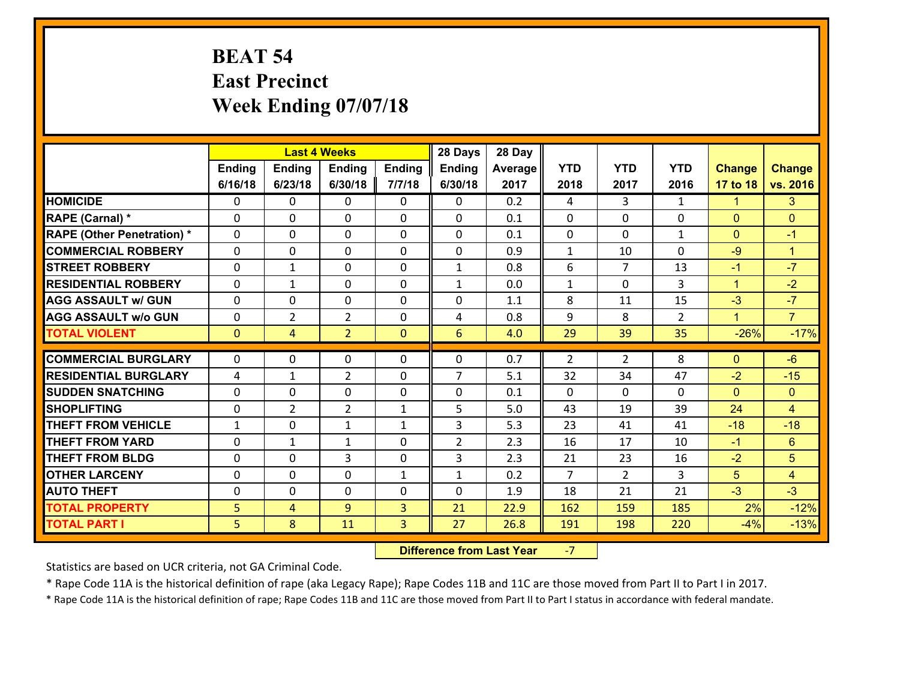# BEAT 54
# East Precinct
# Week Ending 07/07/18

| | Last 4 Weeks | | | | 28 Days | 28 Day | | | | | |
|---|---|---|---|---|---|---|---|---|---|---|---|
| | Ending 6/16/18 | Ending 6/23/18 | Ending 6/30/18 | Ending 7/7/18 | Ending 6/30/18 | Average 2017 | YTD 2018 | YTD 2017 | YTD 2016 | Change 17 to 18 | Change vs. 2016 |
| **HOMICIDE** | 0 | 0 | 0 | 0 | 0 | 0.2 | 4 | 3 | 1 | 1 | 3 |
| **RAPE (Carnal) *** | 0 | 0 | 0 | 0 | 0 | 0.1 | 0 | 0 | 0 | 0 | 0 |
| **RAPE (Other Penetration) *** | 0 | 0 | 0 | 0 | 0 | 0.1 | 0 | 0 | 1 | 0 | -1 |
| **COMMERCIAL ROBBERY** | 0 | 0 | 0 | 0 | 0 | 0.9 | 1 | 10 | 0 | -9 | 1 |
| **STREET ROBBERY** | 0 | 1 | 0 | 0 | 1 | 0.8 | 6 | 7 | 13 | -1 | -7 |
| **RESIDENTIAL ROBBERY** | 0 | 1 | 0 | 0 | 1 | 0.0 | 1 | 0 | 3 | 1 | -2 |
| **AGG ASSAULT w/ GUN** | 0 | 0 | 0 | 0 | 0 | 1.1 | 8 | 11 | 15 | -3 | -7 |
| **AGG ASSAULT w/o GUN** | 0 | 2 | 2 | 0 | 4 | 0.8 | 9 | 8 | 2 | 1 | 7 |
| **TOTAL VIOLENT** | 0 | 4 | 2 | 0 | 6 | 4.0 | 29 | 39 | 35 | -26% | -17% |
| **COMMERCIAL BURGLARY** | 0 | 0 | 0 | 0 | 0 | 0.7 | 2 | 2 | 8 | 0 | -6 |
| **RESIDENTIAL BURGLARY** | 4 | 1 | 2 | 0 | 7 | 5.1 | 32 | 34 | 47 | -2 | -15 |
| **SUDDEN SNATCHING** | 0 | 0 | 0 | 0 | 0 | 0.1 | 0 | 0 | 0 | 0 | 0 |
| **SHOPLIFTING** | 0 | 2 | 2 | 1 | 5 | 5.0 | 43 | 19 | 39 | 24 | 4 |
| **THEFT FROM VEHICLE** | 1 | 0 | 1 | 1 | 3 | 5.3 | 23 | 41 | 41 | -18 | -18 |
| **THEFT FROM YARD** | 0 | 1 | 1 | 0 | 2 | 2.3 | 16 | 17 | 10 | -1 | 6 |
| **THEFT FROM BLDG** | 0 | 0 | 3 | 0 | 3 | 2.3 | 21 | 23 | 16 | -2 | 5 |
| **OTHER LARCENY** | 0 | 0 | 0 | 1 | 1 | 0.2 | 7 | 2 | 3 | 5 | 4 |
| **AUTO THEFT** | 0 | 0 | 0 | 0 | 0 | 1.9 | 18 | 21 | 21 | -3 | -3 |
| **TOTAL PROPERTY** | 5 | 4 | 9 | 3 | 21 | 22.9 | 162 | 159 | 185 | 2% | -12% |
| **TOTAL PART I** | 5 | 8 | 11 | 3 | 27 | 26.8 | 191 | 198 | 220 | -4% | -13% |

**Difference from Last Year** -7

Statistics are based on UCR criteria, not GA Criminal Code.

* Rape Code 11A is the historical definition of rape (aka Legacy Rape); Rape Codes 11B and 11C are those moved from Part II to Part I in 2017.

* Rape Code 11A is the historical definition of rape; Rape Codes 11B and 11C are those moved from Part II to Part I status in accordance with federal mandate.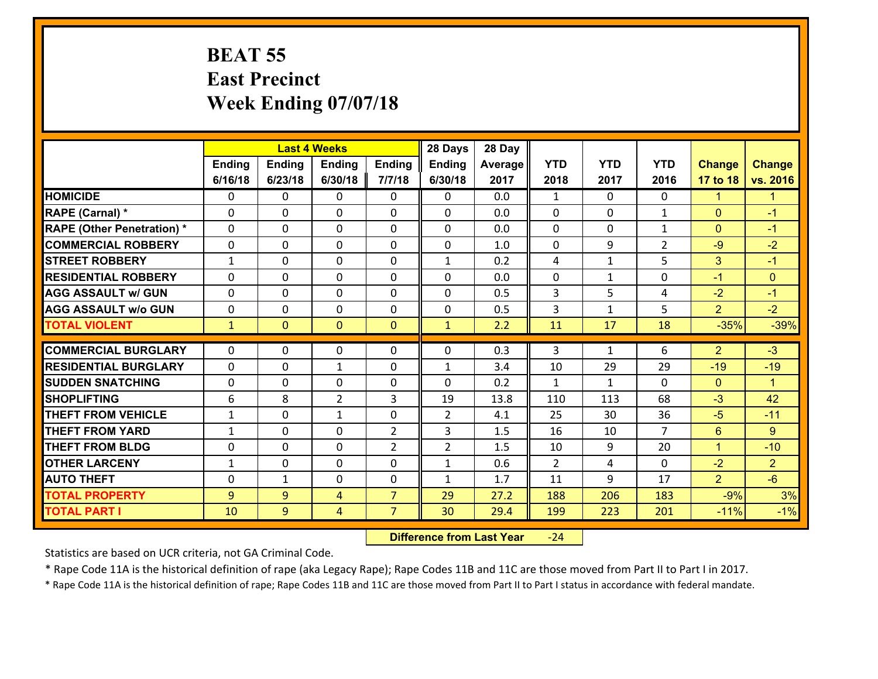# BEAT 55
# East Precinct
# Week Ending 07/07/18

| | Last 4 Weeks | | | | 28 Days | 28 Day | | | | | |
|---|---|---|---|---|---|---|---|---|---|---|---|
| | Ending 6/16/18 | Ending 6/23/18 | Ending 6/30/18 | Ending 7/7/18 | Ending 6/30/18 | Average 2017 | YTD 2018 | YTD 2017 | YTD 2016 | Change 17 to 18 | Change vs. 2016 |
| HOMICIDE | 0 | 0 | 0 | 0 | 0 | 0.0 | 1 | 0 | 0 | 1 | 1 |
| RAPE (Carnal) * | 0 | 0 | 0 | 0 | 0 | 0.0 | 0 | 0 | 1 | 0 | -1 |
| RAPE (Other Penetration) * | 0 | 0 | 0 | 0 | 0 | 0.0 | 0 | 0 | 1 | 0 | -1 |
| COMMERCIAL ROBBERY | 0 | 0 | 0 | 0 | 0 | 1.0 | 0 | 9 | 2 | -9 | -2 |
| STREET ROBBERY | 1 | 0 | 0 | 0 | 1 | 0.2 | 4 | 1 | 5 | 3 | -1 |
| RESIDENTIAL ROBBERY | 0 | 0 | 0 | 0 | 0 | 0.0 | 0 | 1 | 0 | -1 | 0 |
| AGG ASSAULT w/ GUN | 0 | 0 | 0 | 0 | 0 | 0.5 | 3 | 5 | 4 | -2 | -1 |
| AGG ASSAULT w/o GUN | 0 | 0 | 0 | 0 | 0 | 0.5 | 3 | 1 | 5 | 2 | -2 |
| TOTAL VIOLENT | 1 | 0 | 0 | 0 | 1 | 2.2 | 11 | 17 | 18 | -35% | -39% |
| COMMERCIAL BURGLARY | 0 | 0 | 0 | 0 | 0 | 0.3 | 3 | 1 | 6 | 2 | -3 |
| RESIDENTIAL BURGLARY | 0 | 0 | 1 | 0 | 1 | 3.4 | 10 | 29 | 29 | -19 | -19 |
| SUDDEN SNATCHING | 0 | 0 | 0 | 0 | 0 | 0.2 | 1 | 1 | 0 | 0 | 1 |
| SHOPLIFTING | 6 | 8 | 2 | 3 | 19 | 13.8 | 110 | 113 | 68 | -3 | 42 |
| THEFT FROM VEHICLE | 1 | 0 | 1 | 0 | 2 | 4.1 | 25 | 30 | 36 | -5 | -11 |
| THEFT FROM YARD | 1 | 0 | 0 | 2 | 3 | 1.5 | 16 | 10 | 7 | 6 | 9 |
| THEFT FROM BLDG | 0 | 0 | 0 | 2 | 2 | 1.5 | 10 | 9 | 20 | 1 | -10 |
| OTHER LARCENY | 1 | 0 | 0 | 0 | 1 | 0.6 | 2 | 4 | 0 | -2 | 2 |
| AUTO THEFT | 0 | 1 | 0 | 0 | 1 | 1.7 | 11 | 9 | 17 | 2 | -6 |
| TOTAL PROPERTY | 9 | 9 | 4 | 7 | 29 | 27.2 | 188 | 206 | 183 | -9% | 3% |
| TOTAL PART I | 10 | 9 | 4 | 7 | 30 | 29.4 | 199 | 223 | 201 | -11% | -1% |

**Difference from Last Year** -24

Statistics are based on UCR criteria, not GA Criminal Code.

* Rape Code 11A is the historical definition of rape (aka Legacy Rape); Rape Codes 11B and 11C are those moved from Part II to Part I in 2017.

* Rape Code 11A is the historical definition of rape; Rape Codes 11B and 11C are those moved from Part II to Part I status in accordance with federal mandate.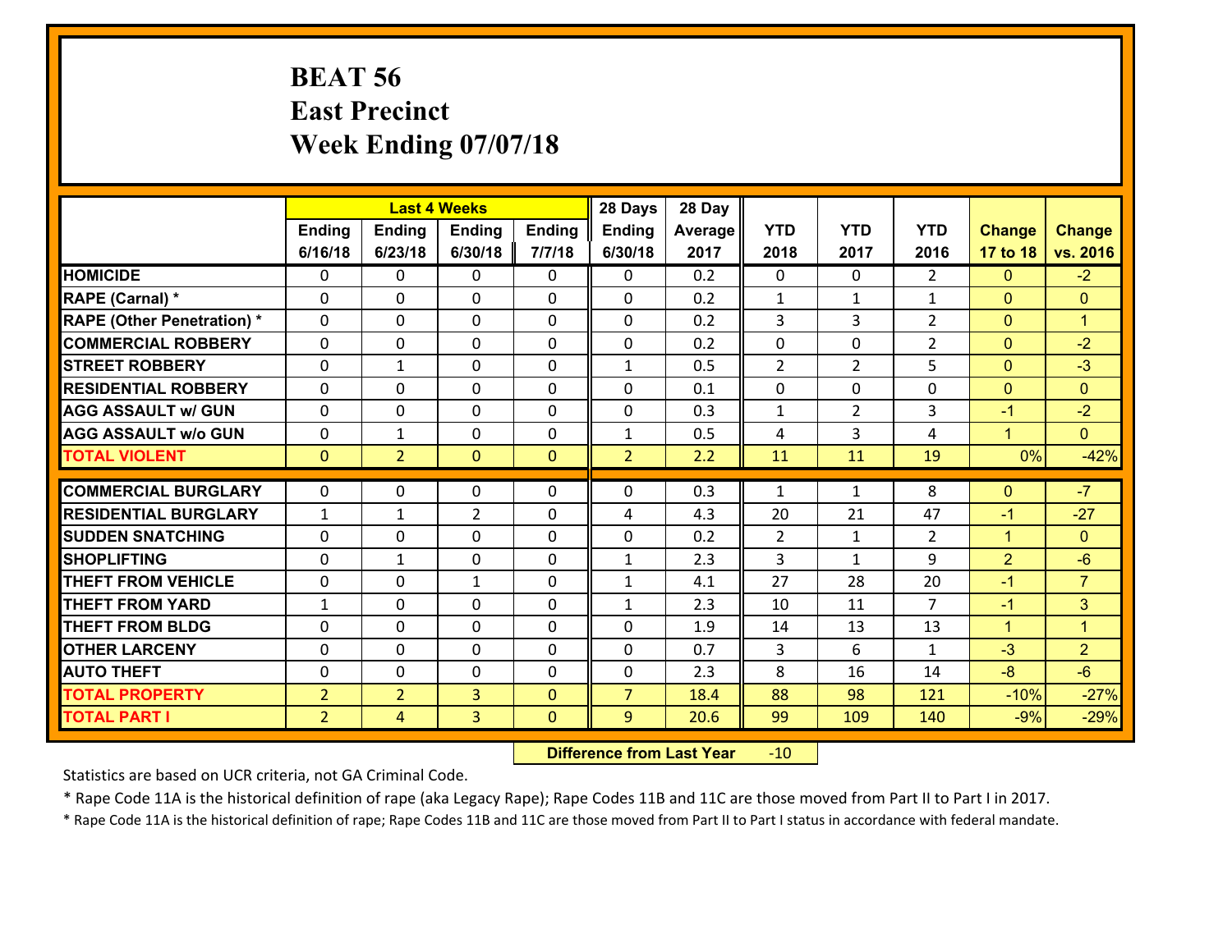# BEAT 56
# East Precinct
# Week Ending 07/07/18

| | Last 4 Weeks | | | | 28 Days | 28 Day | | | | | |
|---|---|---|---|---|---|---|---|---|---|---|---|
| | Ending 6/16/18 | Ending 6/23/18 | Ending 6/30/18 | Ending 7/7/18 | Ending 6/30/18 | Average 2017 | YTD 2018 | YTD 2017 | YTD 2016 | Change 17 to 18 | Change vs. 2016 |
| HOMICIDE | 0 | 0 | 0 | 0 | 0 | 0.2 | 0 | 0 | 2 | 0 | -2 |
| RAPE (Carnal) * | 0 | 0 | 0 | 0 | 0 | 0.2 | 1 | 1 | 1 | 0 | 0 |
| RAPE (Other Penetration) * | 0 | 0 | 0 | 0 | 0 | 0.2 | 3 | 3 | 2 | 0 | 1 |
| COMMERCIAL ROBBERY | 0 | 0 | 0 | 0 | 0 | 0.2 | 0 | 0 | 2 | 0 | -2 |
| STREET ROBBERY | 0 | 1 | 0 | 0 | 1 | 0.5 | 2 | 2 | 5 | 0 | -3 |
| RESIDENTIAL ROBBERY | 0 | 0 | 0 | 0 | 0 | 0.1 | 0 | 0 | 0 | 0 | 0 |
| AGG ASSAULT w/ GUN | 0 | 0 | 0 | 0 | 0 | 0.3 | 1 | 2 | 3 | -1 | -2 |
| AGG ASSAULT w/o GUN | 0 | 1 | 0 | 0 | 1 | 0.5 | 4 | 3 | 4 | 1 | 0 |
| TOTAL VIOLENT | 0 | 2 | 0 | 0 | 2 | 2.2 | 11 | 11 | 19 | 0% | -42% |
| COMMERCIAL BURGLARY | 0 | 0 | 0 | 0 | 0 | 0.3 | 1 | 1 | 8 | 0 | -7 |
| RESIDENTIAL BURGLARY | 1 | 1 | 2 | 0 | 4 | 4.3 | 20 | 21 | 47 | -1 | -27 |
| SUDDEN SNATCHING | 0 | 0 | 0 | 0 | 0 | 0.2 | 2 | 1 | 2 | 1 | 0 |
| SHOPLIFTING | 0 | 1 | 0 | 0 | 1 | 2.3 | 3 | 1 | 9 | 2 | -6 |
| THEFT FROM VEHICLE | 0 | 0 | 1 | 0 | 1 | 4.1 | 27 | 28 | 20 | -1 | 7 |
| THEFT FROM YARD | 1 | 0 | 0 | 0 | 1 | 2.3 | 10 | 11 | 7 | -1 | 3 |
| THEFT FROM BLDG | 0 | 0 | 0 | 0 | 0 | 1.9 | 14 | 13 | 13 | 1 | 1 |
| OTHER LARCENY | 0 | 0 | 0 | 0 | 0 | 0.7 | 3 | 6 | 1 | -3 | 2 |
| AUTO THEFT | 0 | 0 | 0 | 0 | 0 | 2.3 | 8 | 16 | 14 | -8 | -6 |
| TOTAL PROPERTY | 2 | 2 | 3 | 0 | 7 | 18.4 | 88 | 98 | 121 | -10% | -27% |
| TOTAL PART I | 2 | 4 | 3 | 0 | 9 | 20.6 | 99 | 109 | 140 | -9% | -29% |

**Difference from Last Year** -10

Statistics are based on UCR criteria, not GA Criminal Code.

* Rape Code 11A is the historical definition of rape (aka Legacy Rape); Rape Codes 11B and 11C are those moved from Part II to Part I in 2017.

* Rape Code 11A is the historical definition of rape; Rape Codes 11B and 11C are those moved from Part II to Part I status in accordance with federal mandate.